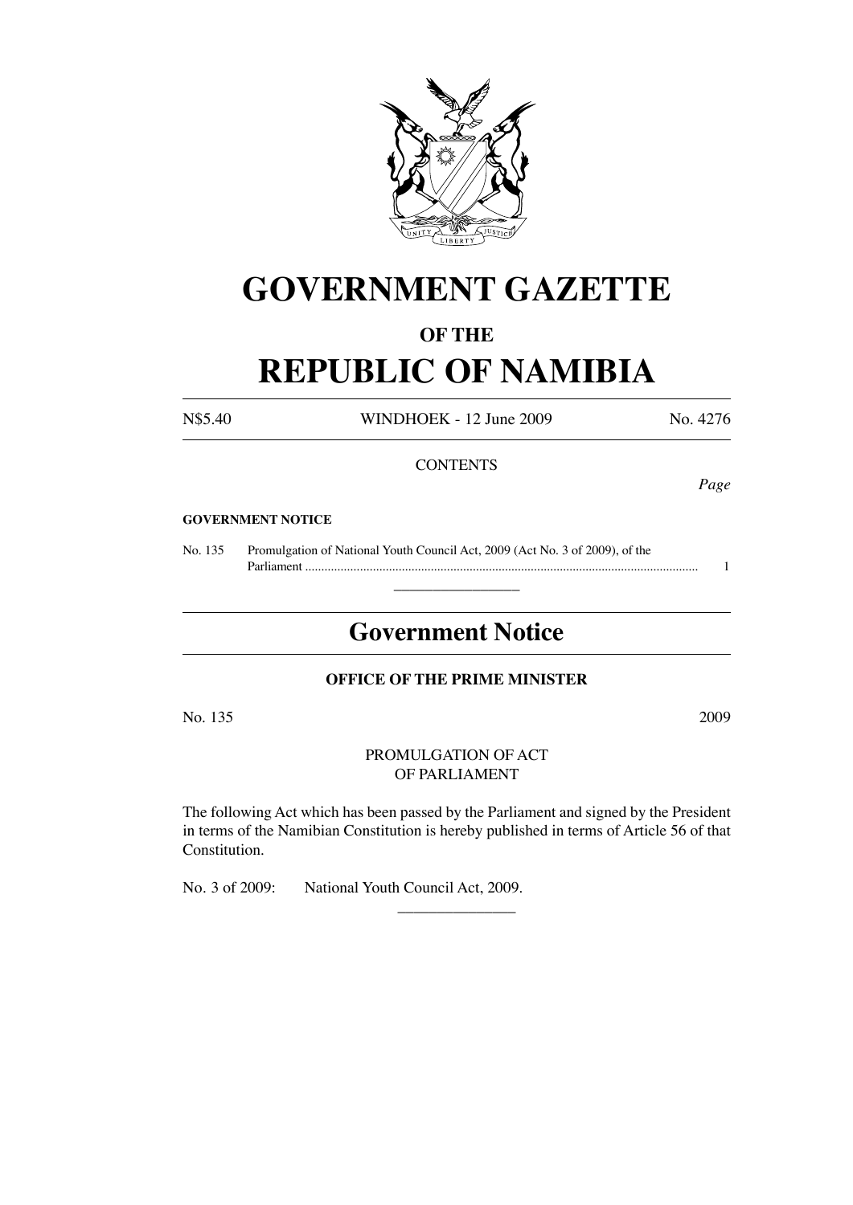# GOVERNMENT GAZETTE

## OF THE

# REPUBLIC OF NAMIBIA

N$5.40 WINDHOEK - 12 June 2009 No. 4276

CONTENTS

*Page*

**GOVERNMENT NOTICE**

No. 135 Promulgation of National Youth Council Act, 2009 (Act No. 3 of 2009), of the Parliament ........................................................................................................................ 1

---

## Government Notice

**OFFICE OF THE PRIME MINISTER**

No. 135 2009

PROMULGATION OF ACT
OF PARLIAMENT

The following Act which has been passed by the Parliament and signed by the President in terms of the Namibian Constitution is hereby published in terms of Article 56 of that Constitution.

No. 3 of 2009: National Youth Council Act, 2009.

---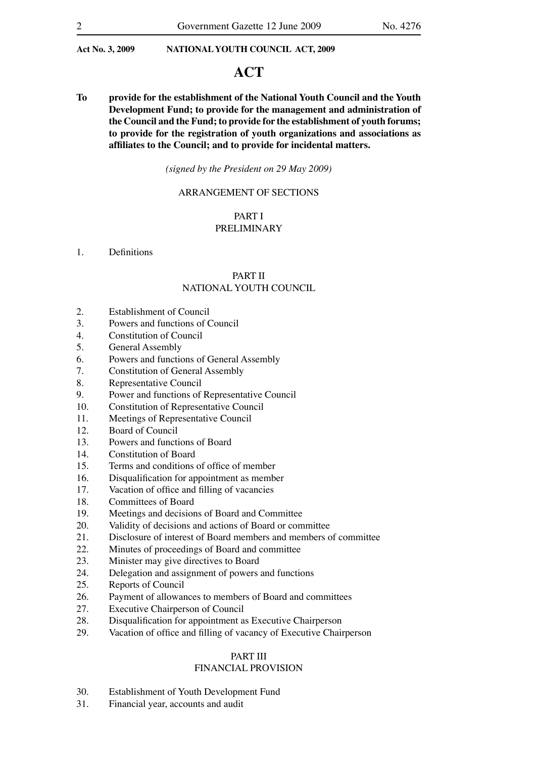**Act No. 3, 2009 NATIONAL YOUTH COUNCIL ACT, 2009**

# ACT

**To provide for the establishment of the National Youth Council and the Youth Development Fund; to provide for the management and administration of the Council and the Fund; to provide for the establishment of youth forums; to provide for the registration of youth organizations and associations as affiliates to the Council; and to provide for incidental matters.**

*(signed by the President on 29 May 2009)*

ARRANGEMENT OF SECTIONS

PART I
PRELIMINARY

1. Definitions

PART II
NATIONAL YOUTH COUNCIL

2. Establishment of Council
3. Powers and functions of Council
4. Constitution of Council
5. General Assembly
6. Powers and functions of General Assembly
7. Constitution of General Assembly
8. Representative Council
9. Power and functions of Representative Council
10. Constitution of Representative Council
11. Meetings of Representative Council
12. Board of Council
13. Powers and functions of Board
14. Constitution of Board
15. Terms and conditions of office of member
16. Disqualification for appointment as member
17. Vacation of office and filling of vacancies
18. Committees of Board
19. Meetings and decisions of Board and Committee
20. Validity of decisions and actions of Board or committee
21. Disclosure of interest of Board members and members of committee
22. Minutes of proceedings of Board and committee
23. Minister may give directives to Board
24. Delegation and assignment of powers and functions
25. Reports of Council
26. Payment of allowances to members of Board and committees
27. Executive Chairperson of Council
28. Disqualification for appointment as Executive Chairperson
29. Vacation of office and filling of vacancy of Executive Chairperson

PART III
FINANCIAL PROVISION

30. Establishment of Youth Development Fund
31. Financial year, accounts and audit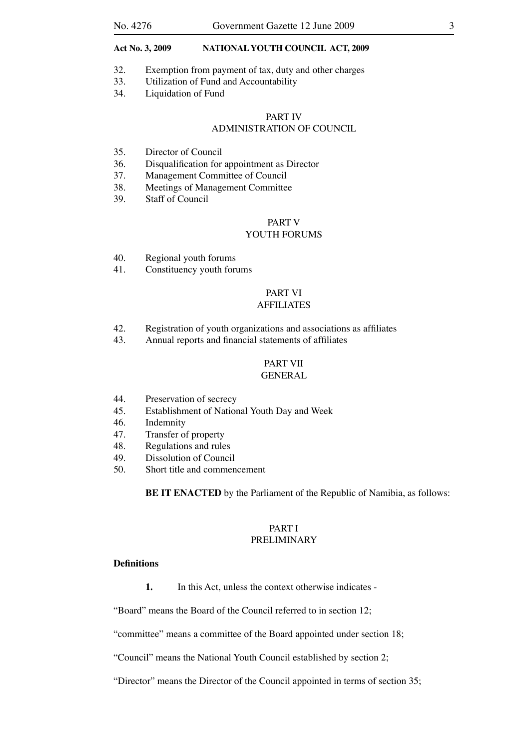32. Exemption from payment of tax, duty and other charges
33. Utilization of Fund and Accountability
34. Liquidation of Fund

PART IV
ADMINISTRATION OF COUNCIL

35. Director of Council
36. Disqualification for appointment as Director
37. Management Committee of Council
38. Meetings of Management Committee
39. Staff of Council

PART V
YOUTH FORUMS

40. Regional youth forums
41. Constituency youth forums

PART VI
AFFILIATES

42. Registration of youth organizations and associations as affiliates
43. Annual reports and financial statements of affiliates

PART VII
GENERAL

44. Preservation of secrecy
45. Establishment of National Youth Day and Week
46. Indemnity
47. Transfer of property
48. Regulations and rules
49. Dissolution of Council
50. Short title and commencement

**BE IT ENACTED** by the Parliament of the Republic of Namibia, as follows:

## PART I
## PRELIMINARY

**Definitions**

**1.** In this Act, unless the context otherwise indicates -

"Board" means the Board of the Council referred to in section 12;

"committee" means a committee of the Board appointed under section 18;

"Council" means the National Youth Council established by section 2;

"Director" means the Director of the Council appointed in terms of section 35;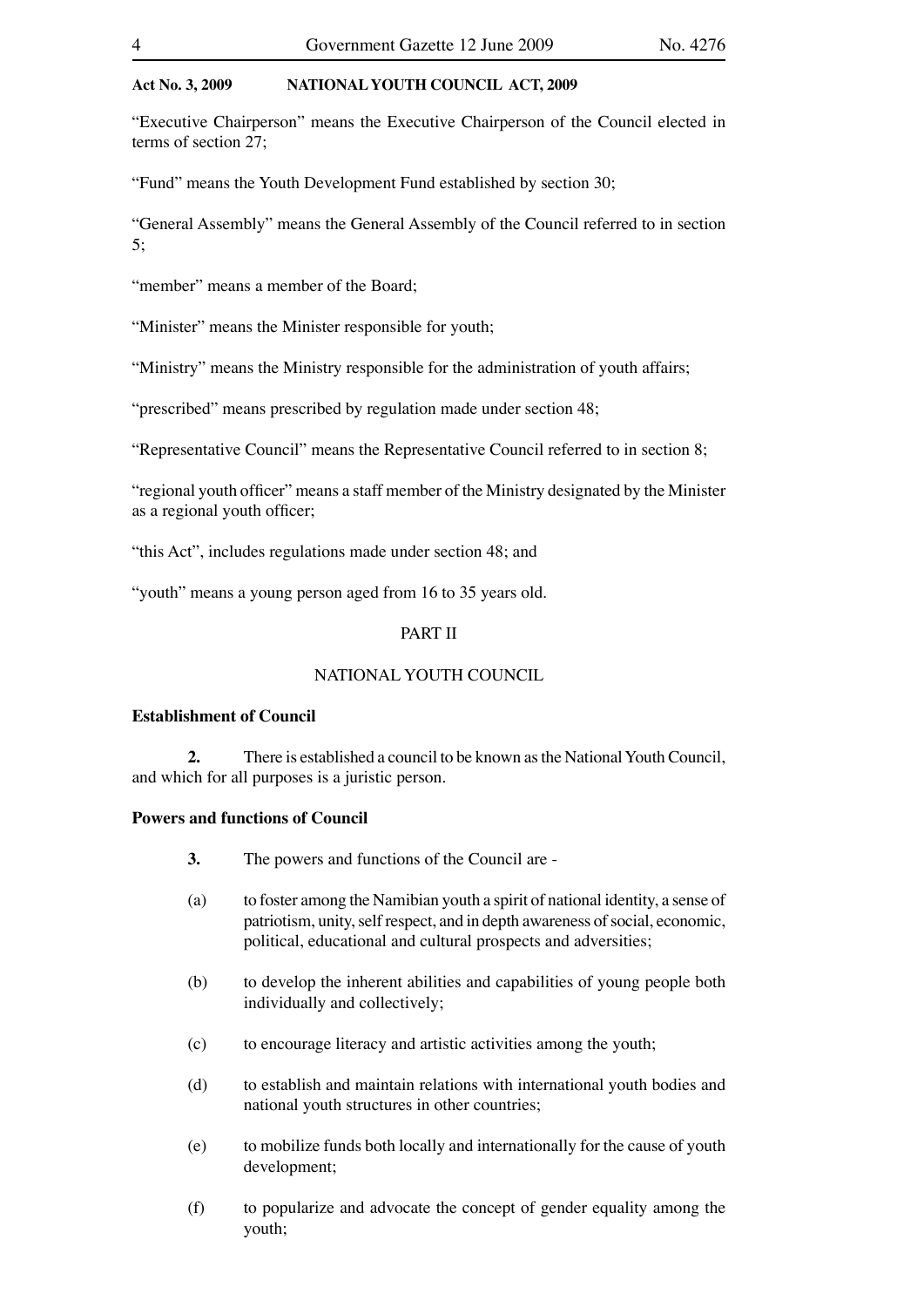"Executive Chairperson" means the Executive Chairperson of the Council elected in terms of section 27;

"Fund" means the Youth Development Fund established by section 30;

"General Assembly" means the General Assembly of the Council referred to in section 5;

"member" means a member of the Board;

"Minister" means the Minister responsible for youth;

"Ministry" means the Ministry responsible for the administration of youth affairs;

"prescribed" means prescribed by regulation made under section 48;

"Representative Council" means the Representative Council referred to in section 8;

"regional youth officer" means a staff member of the Ministry designated by the Minister as a regional youth officer;

"this Act", includes regulations made under section 48; and

"youth" means a young person aged from 16 to 35 years old.

PART II

NATIONAL YOUTH COUNCIL

**Establishment of Council**

**2.** There is established a council to be known as the National Youth Council, and which for all purposes is a juristic person.

**Powers and functions of Council**

**3.** The powers and functions of the Council are -

(a) to foster among the Namibian youth a spirit of national identity, a sense of patriotism, unity, self respect, and in depth awareness of social, economic, political, educational and cultural prospects and adversities;

(b) to develop the inherent abilities and capabilities of young people both individually and collectively;

(c) to encourage literacy and artistic activities among the youth;

(d) to establish and maintain relations with international youth bodies and national youth structures in other countries;

(e) to mobilize funds both locally and internationally for the cause of youth development;

(f) to popularize and advocate the concept of gender equality among the youth;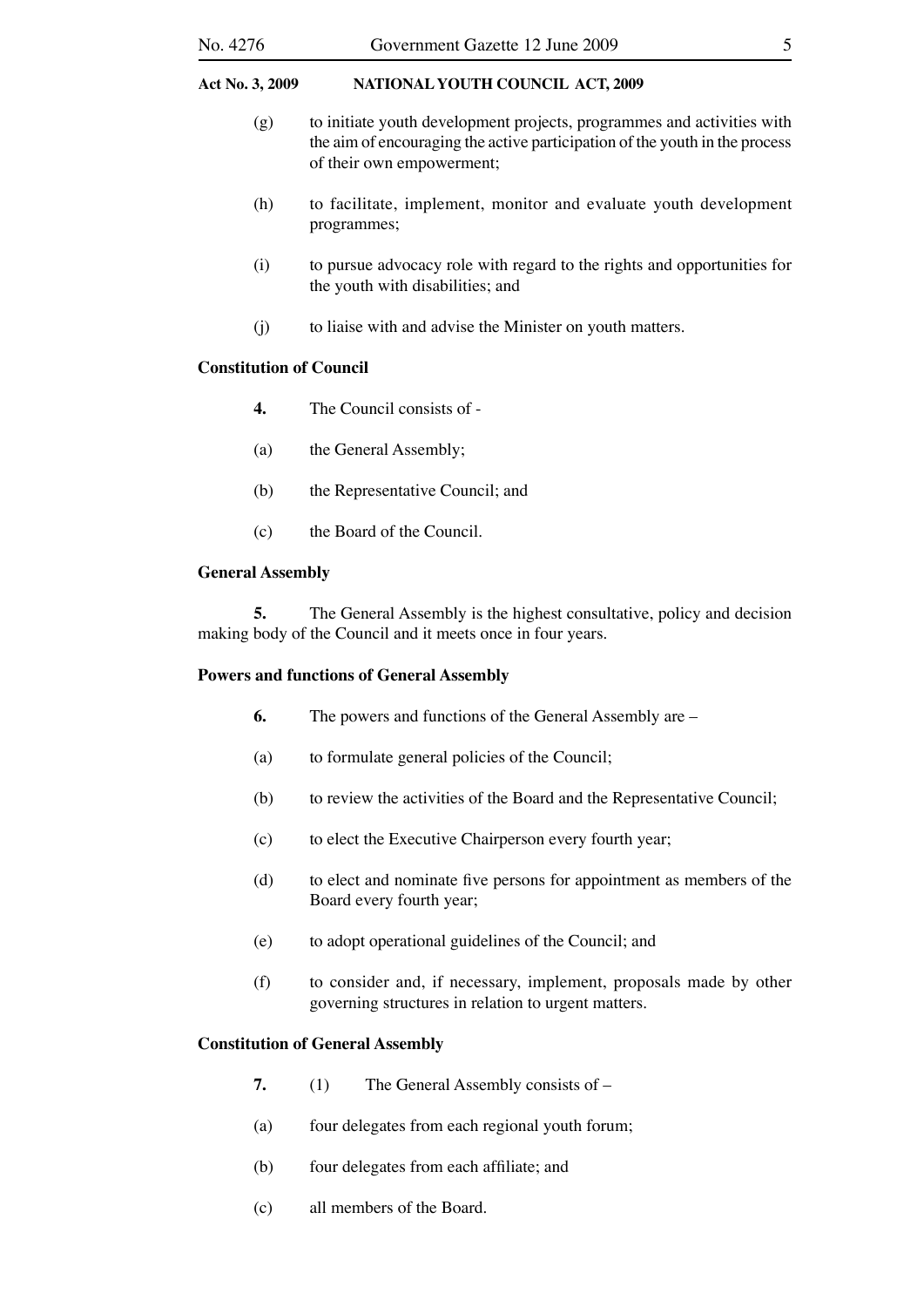(g) to initiate youth development projects, programmes and activities with the aim of encouraging the active participation of the youth in the process of their own empowerment;

(h) to facilitate, implement, monitor and evaluate youth development programmes;

(i) to pursue advocacy role with regard to the rights and opportunities for the youth with disabilities; and

(j) to liaise with and advise the Minister on youth matters.

**Constitution of Council**

**4.** The Council consists of -

(a) the General Assembly;

(b) the Representative Council; and

(c) the Board of the Council.

**General Assembly**

**5.** The General Assembly is the highest consultative, policy and decision making body of the Council and it meets once in four years.

**Powers and functions of General Assembly**

**6.** The powers and functions of the General Assembly are –

(a) to formulate general policies of the Council;

(b) to review the activities of the Board and the Representative Council;

(c) to elect the Executive Chairperson every fourth year;

(d) to elect and nominate five persons for appointment as members of the Board every fourth year;

(e) to adopt operational guidelines of the Council; and

(f) to consider and, if necessary, implement, proposals made by other governing structures in relation to urgent matters.

**Constitution of General Assembly**

**7.** (1) The General Assembly consists of –

(a) four delegates from each regional youth forum;

(b) four delegates from each affiliate; and

(c) all members of the Board.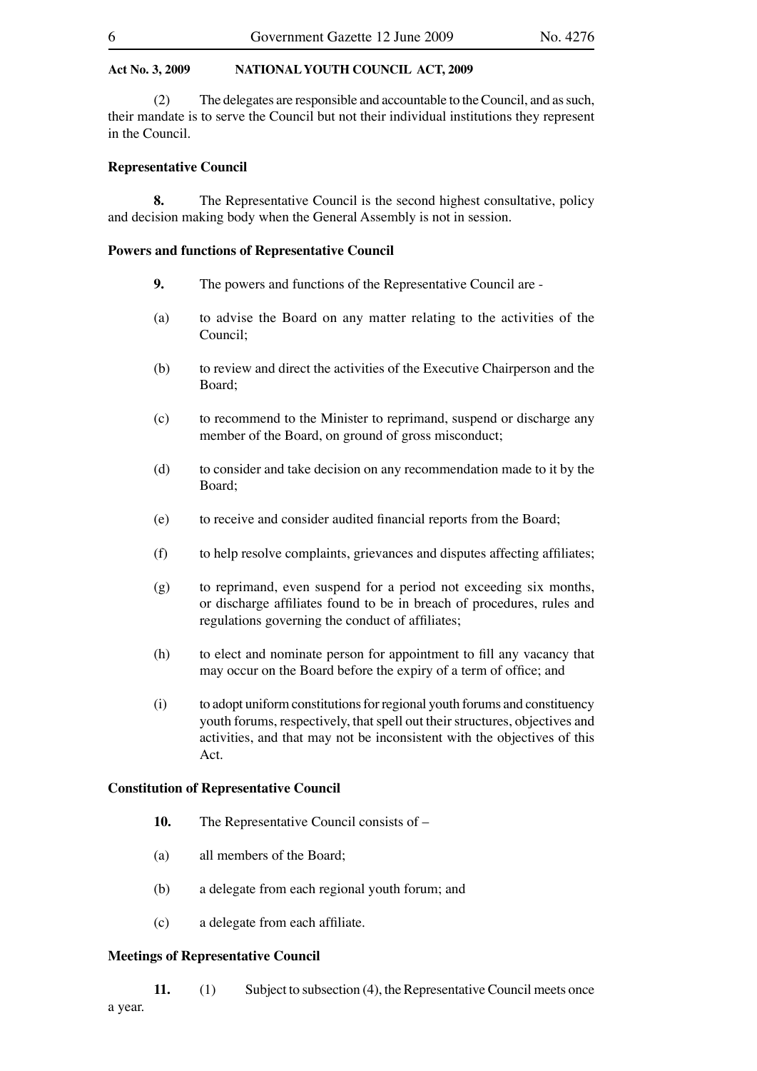(2) The delegates are responsible and accountable to the Council, and as such, their mandate is to serve the Council but not their individual institutions they represent in the Council.

### Representative Council

**8.** The Representative Council is the second highest consultative, policy and decision making body when the General Assembly is not in session.

### Powers and functions of Representative Council

**9.** The powers and functions of the Representative Council are -

(a) to advise the Board on any matter relating to the activities of the Council;

(b) to review and direct the activities of the Executive Chairperson and the Board;

(c) to recommend to the Minister to reprimand, suspend or discharge any member of the Board, on ground of gross misconduct;

(d) to consider and take decision on any recommendation made to it by the Board;

(e) to receive and consider audited financial reports from the Board;

(f) to help resolve complaints, grievances and disputes affecting affiliates;

(g) to reprimand, even suspend for a period not exceeding six months, or discharge affiliates found to be in breach of procedures, rules and regulations governing the conduct of affiliates;

(h) to elect and nominate person for appointment to fill any vacancy that may occur on the Board before the expiry of a term of office; and

(i) to adopt uniform constitutions for regional youth forums and constituency youth forums, respectively, that spell out their structures, objectives and activities, and that may not be inconsistent with the objectives of this Act.

### Constitution of Representative Council

**10.** The Representative Council consists of –

(a) all members of the Board;

(b) a delegate from each regional youth forum; and

(c) a delegate from each affiliate.

### Meetings of Representative Council

**11.** (1) Subject to subsection (4), the Representative Council meets once a year.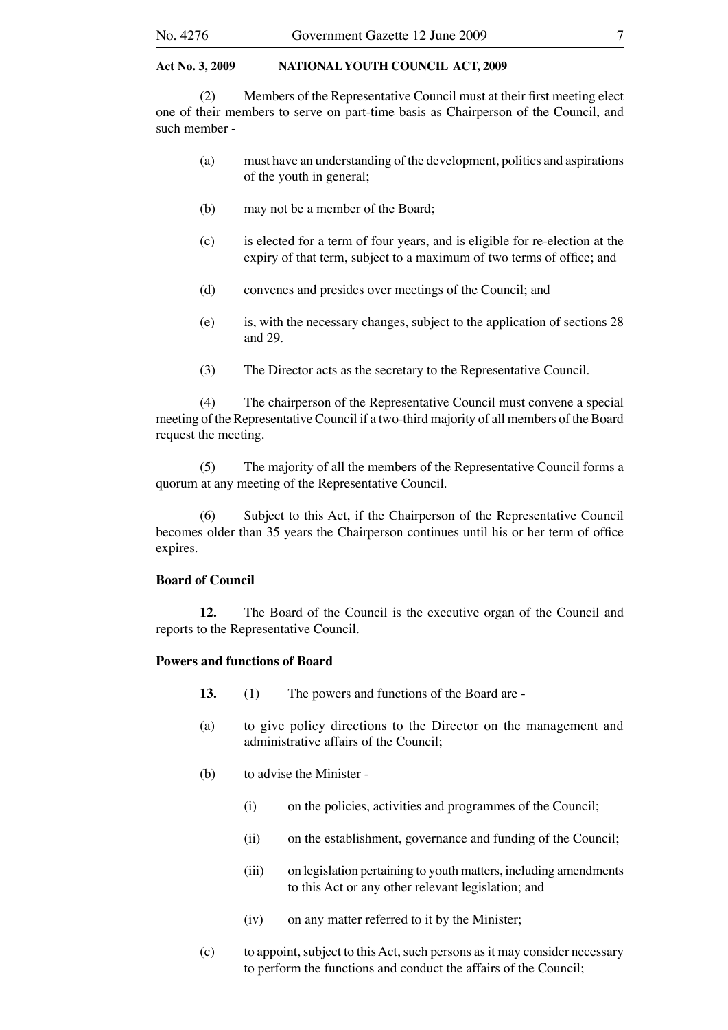(2) Members of the Representative Council must at their first meeting elect one of their members to serve on part-time basis as Chairperson of the Council, and such member -

(a) must have an understanding of the development, politics and aspirations of the youth in general;

(b) may not be a member of the Board;

(c) is elected for a term of four years, and is eligible for re-election at the expiry of that term, subject to a maximum of two terms of office; and

(d) convenes and presides over meetings of the Council; and

(e) is, with the necessary changes, subject to the application of sections 28 and 29.

(3) The Director acts as the secretary to the Representative Council.

(4) The chairperson of the Representative Council must convene a special meeting of the Representative Council if a two-third majority of all members of the Board request the meeting.

(5) The majority of all the members of the Representative Council forms a quorum at any meeting of the Representative Council.

(6) Subject to this Act, if the Chairperson of the Representative Council becomes older than 35 years the Chairperson continues until his or her term of office expires.

**Board of Council**

**12.** The Board of the Council is the executive organ of the Council and reports to the Representative Council.

**Powers and functions of Board**

**13.** (1) The powers and functions of the Board are -

(a) to give policy directions to the Director on the management and administrative affairs of the Council;

(b) to advise the Minister -

(i) on the policies, activities and programmes of the Council;

(ii) on the establishment, governance and funding of the Council;

(iii) on legislation pertaining to youth matters, including amendments to this Act or any other relevant legislation; and

(iv) on any matter referred to it by the Minister;

(c) to appoint, subject to this Act, such persons as it may consider necessary to perform the functions and conduct the affairs of the Council;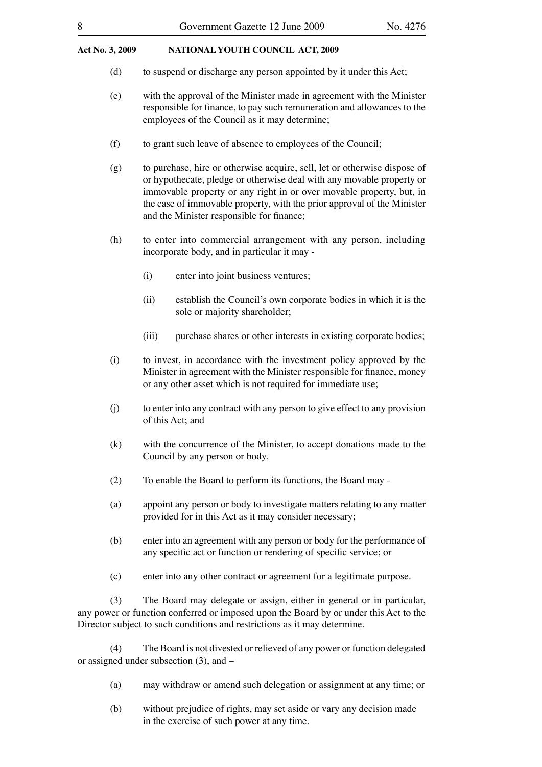(d) to suspend or discharge any person appointed by it under this Act;

(e) with the approval of the Minister made in agreement with the Minister responsible for finance, to pay such remuneration and allowances to the employees of the Council as it may determine;

(f) to grant such leave of absence to employees of the Council;

(g) to purchase, hire or otherwise acquire, sell, let or otherwise dispose of or hypothecate, pledge or otherwise deal with any movable property or immovable property or any right in or over movable property, but, in the case of immovable property, with the prior approval of the Minister and the Minister responsible for finance;

(h) to enter into commercial arrangement with any person, including incorporate body, and in particular it may -

(i) enter into joint business ventures;

(ii) establish the Council's own corporate bodies in which it is the sole or majority shareholder;

(iii) purchase shares or other interests in existing corporate bodies;

(i) to invest, in accordance with the investment policy approved by the Minister in agreement with the Minister responsible for finance, money or any other asset which is not required for immediate use;

(j) to enter into any contract with any person to give effect to any provision of this Act; and

(k) with the concurrence of the Minister, to accept donations made to the Council by any person or body.

(2) To enable the Board to perform its functions, the Board may -

(a) appoint any person or body to investigate matters relating to any matter provided for in this Act as it may consider necessary;

(b) enter into an agreement with any person or body for the performance of any specific act or function or rendering of specific service; or

(c) enter into any other contract or agreement for a legitimate purpose.

(3) The Board may delegate or assign, either in general or in particular, any power or function conferred or imposed upon the Board by or under this Act to the Director subject to such conditions and restrictions as it may determine.

(4) The Board is not divested or relieved of any power or function delegated or assigned under subsection (3), and –

(a) may withdraw or amend such delegation or assignment at any time; or

(b) without prejudice of rights, may set aside or vary any decision made in the exercise of such power at any time.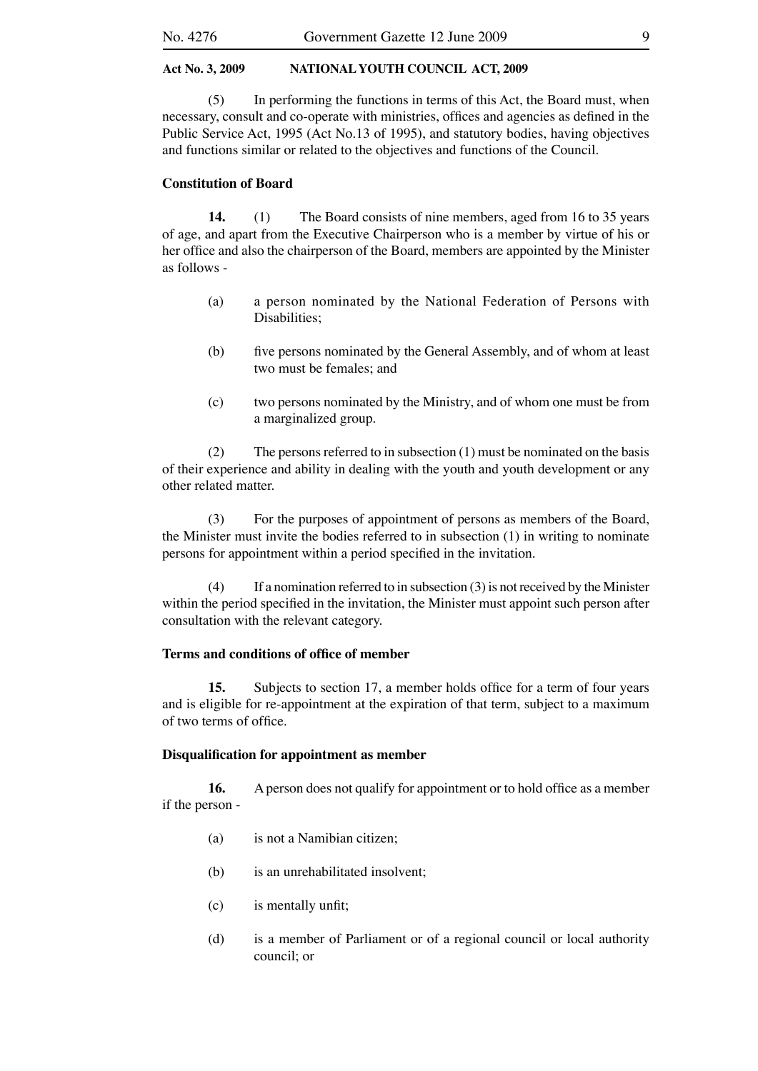(5) In performing the functions in terms of this Act, the Board must, when necessary, consult and co-operate with ministries, offices and agencies as defined in the Public Service Act, 1995 (Act No.13 of 1995), and statutory bodies, having objectives and functions similar or related to the objectives and functions of the Council.

**Constitution of Board**

**14.** (1) The Board consists of nine members, aged from 16 to 35 years of age, and apart from the Executive Chairperson who is a member by virtue of his or her office and also the chairperson of the Board, members are appointed by the Minister as follows -

(a) a person nominated by the National Federation of Persons with Disabilities;

(b) five persons nominated by the General Assembly, and of whom at least two must be females; and

(c) two persons nominated by the Ministry, and of whom one must be from a marginalized group.

(2) The persons referred to in subsection (1) must be nominated on the basis of their experience and ability in dealing with the youth and youth development or any other related matter.

(3) For the purposes of appointment of persons as members of the Board, the Minister must invite the bodies referred to in subsection (1) in writing to nominate persons for appointment within a period specified in the invitation.

(4) If a nomination referred to in subsection (3) is not received by the Minister within the period specified in the invitation, the Minister must appoint such person after consultation with the relevant category.

**Terms and conditions of office of member**

**15.** Subjects to section 17, a member holds office for a term of four years and is eligible for re-appointment at the expiration of that term, subject to a maximum of two terms of office.

**Disqualification for appointment as member**

**16.** A person does not qualify for appointment or to hold office as a member if the person -

(a) is not a Namibian citizen;

(b) is an unrehabilitated insolvent;

(c) is mentally unfit;

(d) is a member of Parliament or of a regional council or local authority council; or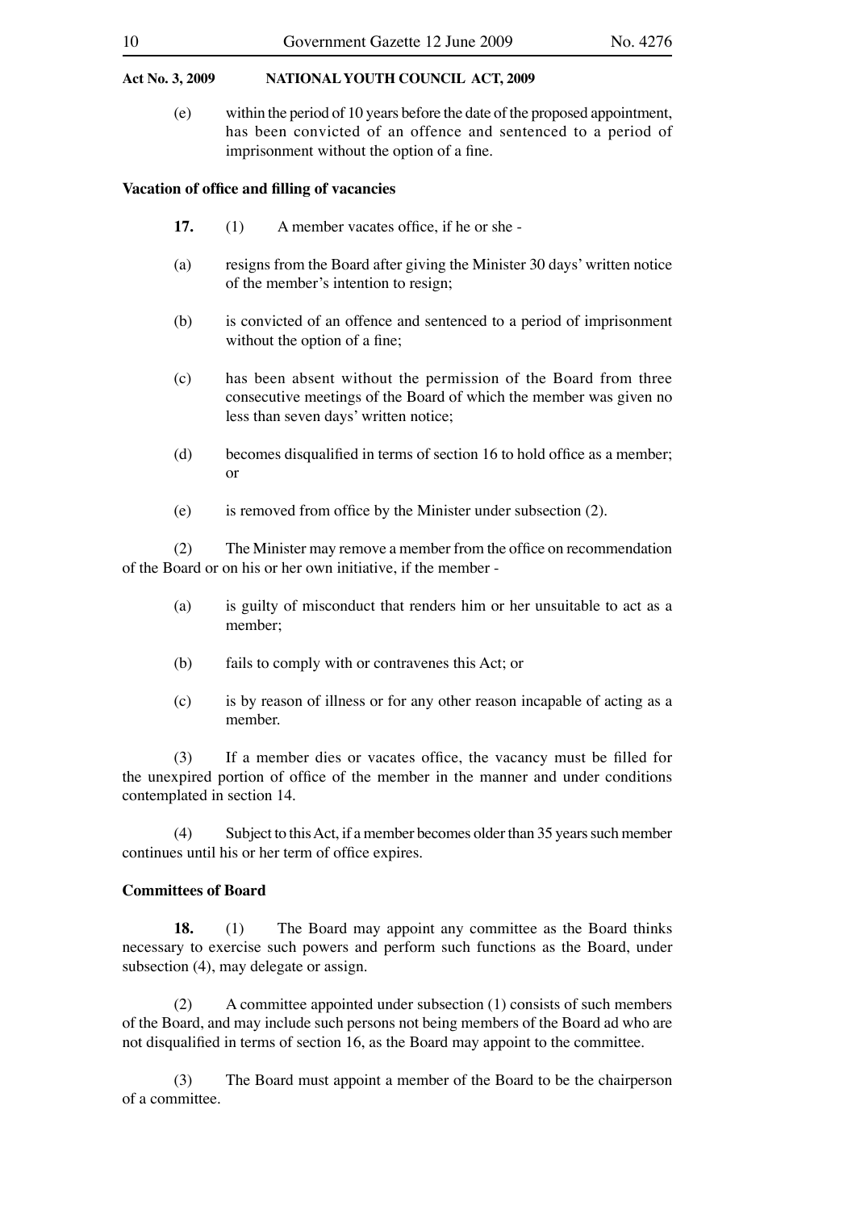(e) within the period of 10 years before the date of the proposed appointment, has been convicted of an offence and sentenced to a period of imprisonment without the option of a fine.

**Vacation of office and filling of vacancies**

**17.** (1) A member vacates office, if he or she -

(a) resigns from the Board after giving the Minister 30 days' written notice of the member's intention to resign;

(b) is convicted of an offence and sentenced to a period of imprisonment without the option of a fine;

(c) has been absent without the permission of the Board from three consecutive meetings of the Board of which the member was given no less than seven days' written notice;

(d) becomes disqualified in terms of section 16 to hold office as a member; or

(e) is removed from office by the Minister under subsection (2).

(2) The Minister may remove a member from the office on recommendation of the Board or on his or her own initiative, if the member -

(a) is guilty of misconduct that renders him or her unsuitable to act as a member;

(b) fails to comply with or contravenes this Act; or

(c) is by reason of illness or for any other reason incapable of acting as a member.

(3) If a member dies or vacates office, the vacancy must be filled for the unexpired portion of office of the member in the manner and under conditions contemplated in section 14.

(4) Subject to this Act, if a member becomes older than 35 years such member continues until his or her term of office expires.

**Committees of Board**

**18.** (1) The Board may appoint any committee as the Board thinks necessary to exercise such powers and perform such functions as the Board, under subsection (4), may delegate or assign.

(2) A committee appointed under subsection (1) consists of such members of the Board, and may include such persons not being members of the Board ad who are not disqualified in terms of section 16, as the Board may appoint to the committee.

(3) The Board must appoint a member of the Board to be the chairperson of a committee.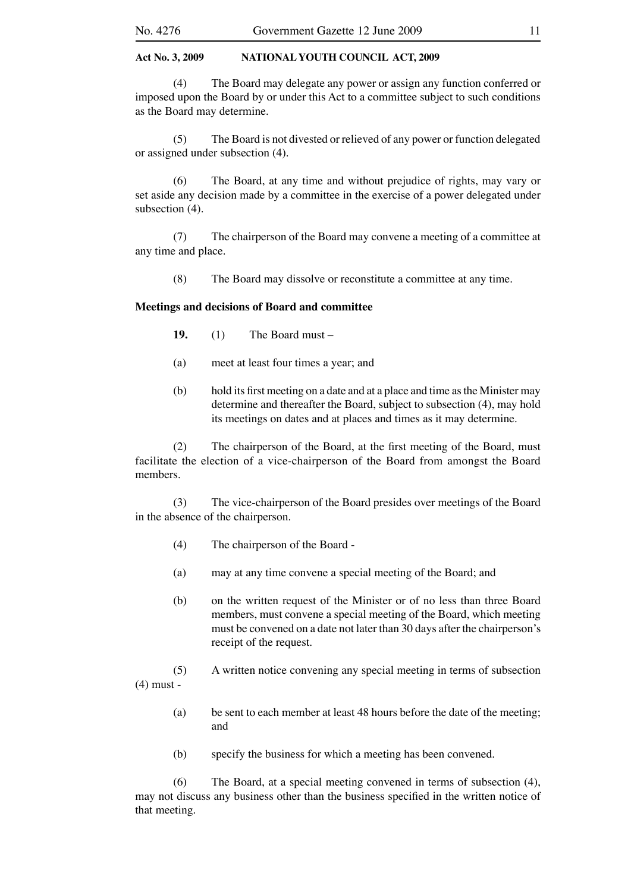(4) The Board may delegate any power or assign any function conferred or imposed upon the Board by or under this Act to a committee subject to such conditions as the Board may determine.

(5) The Board is not divested or relieved of any power or function delegated or assigned under subsection (4).

(6) The Board, at any time and without prejudice of rights, may vary or set aside any decision made by a committee in the exercise of a power delegated under subsection (4).

(7) The chairperson of the Board may convene a meeting of a committee at any time and place.

(8) The Board may dissolve or reconstitute a committee at any time.

**Meetings and decisions of Board and committee**

**19.** (1) The Board must –

(a) meet at least four times a year; and

(b) hold its first meeting on a date and at a place and time as the Minister may determine and thereafter the Board, subject to subsection (4), may hold its meetings on dates and at places and times as it may determine.

(2) The chairperson of the Board, at the first meeting of the Board, must facilitate the election of a vice-chairperson of the Board from amongst the Board members.

(3) The vice-chairperson of the Board presides over meetings of the Board in the absence of the chairperson.

(4) The chairperson of the Board -

(a) may at any time convene a special meeting of the Board; and

(b) on the written request of the Minister or of no less than three Board members, must convene a special meeting of the Board, which meeting must be convened on a date not later than 30 days after the chairperson's receipt of the request.

(5) A written notice convening any special meeting in terms of subsection (4) must -

(a) be sent to each member at least 48 hours before the date of the meeting; and

(b) specify the business for which a meeting has been convened.

(6) The Board, at a special meeting convened in terms of subsection (4), may not discuss any business other than the business specified in the written notice of that meeting.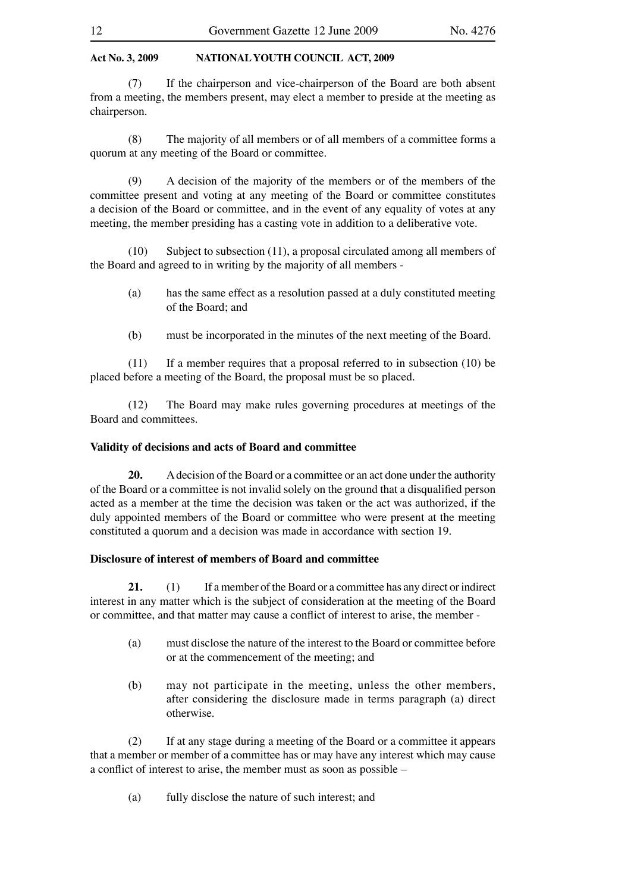(7) If the chairperson and vice-chairperson of the Board are both absent from a meeting, the members present, may elect a member to preside at the meeting as chairperson.

(8) The majority of all members or of all members of a committee forms a quorum at any meeting of the Board or committee.

(9) A decision of the majority of the members or of the members of the committee present and voting at any meeting of the Board or committee constitutes a decision of the Board or committee, and in the event of any equality of votes at any meeting, the member presiding has a casting vote in addition to a deliberative vote.

(10) Subject to subsection (11), a proposal circulated among all members of the Board and agreed to in writing by the majority of all members -

(a) has the same effect as a resolution passed at a duly constituted meeting of the Board; and

(b) must be incorporated in the minutes of the next meeting of the Board.

(11) If a member requires that a proposal referred to in subsection (10) be placed before a meeting of the Board, the proposal must be so placed.

(12) The Board may make rules governing procedures at meetings of the Board and committees.

**Validity of decisions and acts of Board and committee**

**20.** A decision of the Board or a committee or an act done under the authority of the Board or a committee is not invalid solely on the ground that a disqualified person acted as a member at the time the decision was taken or the act was authorized, if the duly appointed members of the Board or committee who were present at the meeting constituted a quorum and a decision was made in accordance with section 19.

**Disclosure of interest of members of Board and committee**

**21.** (1) If a member of the Board or a committee has any direct or indirect interest in any matter which is the subject of consideration at the meeting of the Board or committee, and that matter may cause a conflict of interest to arise, the member -

(a) must disclose the nature of the interest to the Board or committee before or at the commencement of the meeting; and

(b) may not participate in the meeting, unless the other members, after considering the disclosure made in terms paragraph (a) direct otherwise.

(2) If at any stage during a meeting of the Board or a committee it appears that a member or member of a committee has or may have any interest which may cause a conflict of interest to arise, the member must as soon as possible –

(a) fully disclose the nature of such interest; and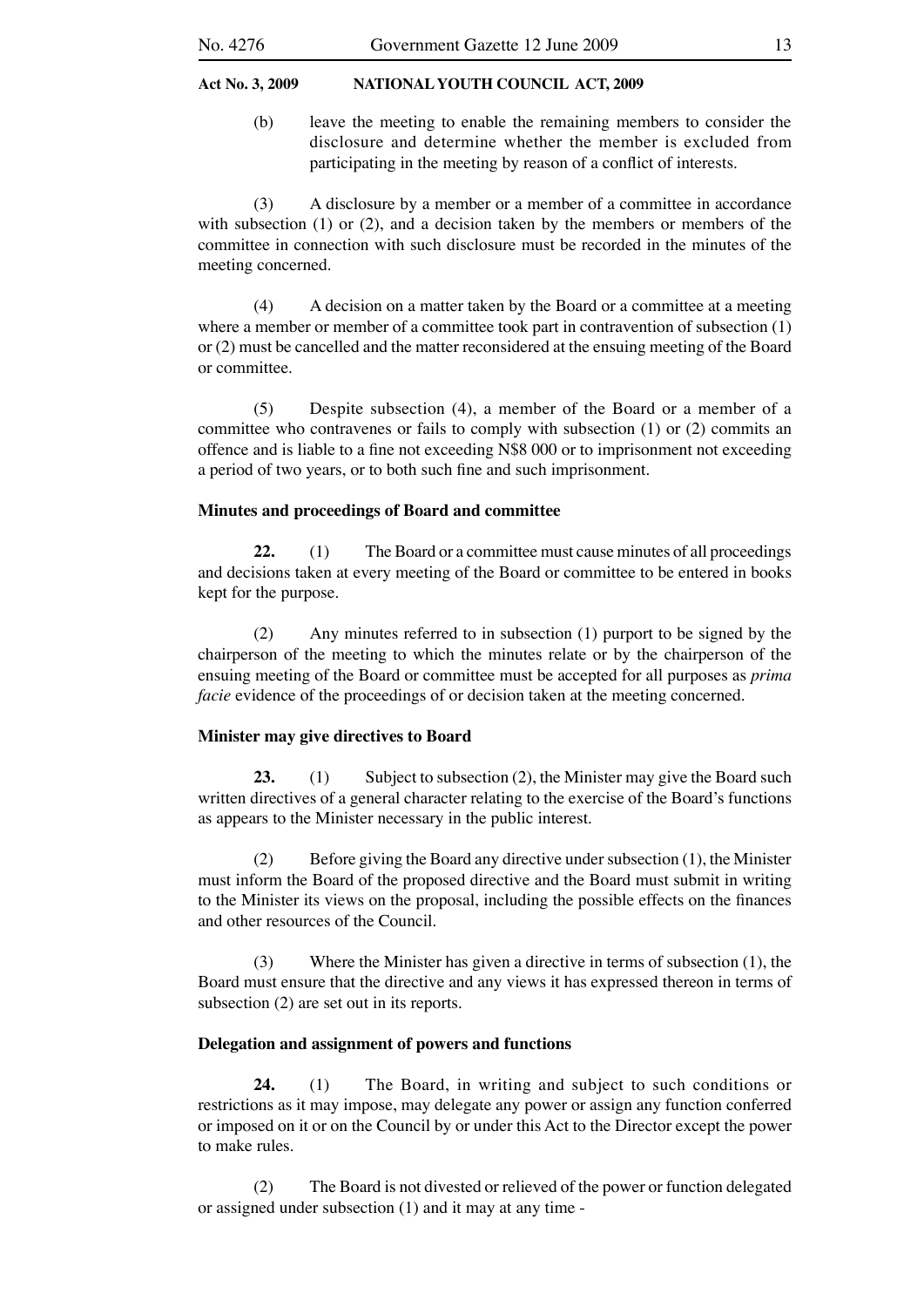(b) leave the meeting to enable the remaining members to consider the disclosure and determine whether the member is excluded from participating in the meeting by reason of a conflict of interests.

(3) A disclosure by a member or a member of a committee in accordance with subsection (1) or (2), and a decision taken by the members or members of the committee in connection with such disclosure must be recorded in the minutes of the meeting concerned.

(4) A decision on a matter taken by the Board or a committee at a meeting where a member or member of a committee took part in contravention of subsection (1) or (2) must be cancelled and the matter reconsidered at the ensuing meeting of the Board or committee.

(5) Despite subsection (4), a member of the Board or a member of a committee who contravenes or fails to comply with subsection (1) or (2) commits an offence and is liable to a fine not exceeding N$8 000 or to imprisonment not exceeding a period of two years, or to both such fine and such imprisonment.

**Minutes and proceedings of Board and committee**

**22.** (1) The Board or a committee must cause minutes of all proceedings and decisions taken at every meeting of the Board or committee to be entered in books kept for the purpose.

(2) Any minutes referred to in subsection (1) purport to be signed by the chairperson of the meeting to which the minutes relate or by the chairperson of the ensuing meeting of the Board or committee must be accepted for all purposes as *prima facie* evidence of the proceedings of or decision taken at the meeting concerned.

**Minister may give directives to Board**

**23.** (1) Subject to subsection (2), the Minister may give the Board such written directives of a general character relating to the exercise of the Board's functions as appears to the Minister necessary in the public interest.

(2) Before giving the Board any directive under subsection (1), the Minister must inform the Board of the proposed directive and the Board must submit in writing to the Minister its views on the proposal, including the possible effects on the finances and other resources of the Council.

(3) Where the Minister has given a directive in terms of subsection (1), the Board must ensure that the directive and any views it has expressed thereon in terms of subsection (2) are set out in its reports.

**Delegation and assignment of powers and functions**

**24.** (1) The Board, in writing and subject to such conditions or restrictions as it may impose, may delegate any power or assign any function conferred or imposed on it or on the Council by or under this Act to the Director except the power to make rules.

(2) The Board is not divested or relieved of the power or function delegated or assigned under subsection (1) and it may at any time -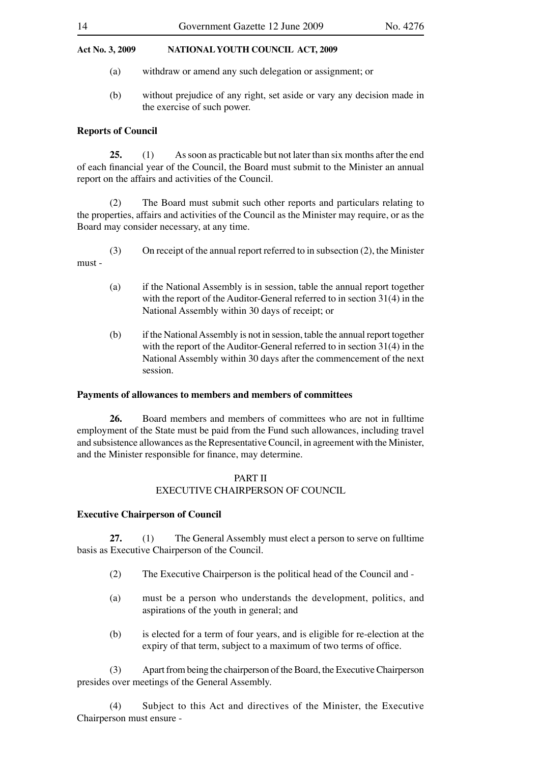(a) withdraw or amend any such delegation or assignment; or

(b) without prejudice of any right, set aside or vary any decision made in the exercise of such power.

**Reports of Council**

**25.** (1) As soon as practicable but not later than six months after the end of each financial year of the Council, the Board must submit to the Minister an annual report on the affairs and activities of the Council.

(2) The Board must submit such other reports and particulars relating to the properties, affairs and activities of the Council as the Minister may require, or as the Board may consider necessary, at any time.

(3) On receipt of the annual report referred to in subsection (2), the Minister must -

(a) if the National Assembly is in session, table the annual report together with the report of the Auditor-General referred to in section 31(4) in the National Assembly within 30 days of receipt; or

(b) if the National Assembly is not in session, table the annual report together with the report of the Auditor-General referred to in section 31(4) in the National Assembly within 30 days after the commencement of the next session.

**Payments of allowances to members and members of committees**

**26.** Board members and members of committees who are not in fulltime employment of the State must be paid from the Fund such allowances, including travel and subsistence allowances as the Representative Council, in agreement with the Minister, and the Minister responsible for finance, may determine.

## PART II
## EXECUTIVE CHAIRPERSON OF COUNCIL

**Executive Chairperson of Council**

**27.** (1) The General Assembly must elect a person to serve on fulltime basis as Executive Chairperson of the Council.

(2) The Executive Chairperson is the political head of the Council and -

(a) must be a person who understands the development, politics, and aspirations of the youth in general; and

(b) is elected for a term of four years, and is eligible for re-election at the expiry of that term, subject to a maximum of two terms of office.

(3) Apart from being the chairperson of the Board, the Executive Chairperson presides over meetings of the General Assembly.

(4) Subject to this Act and directives of the Minister, the Executive Chairperson must ensure -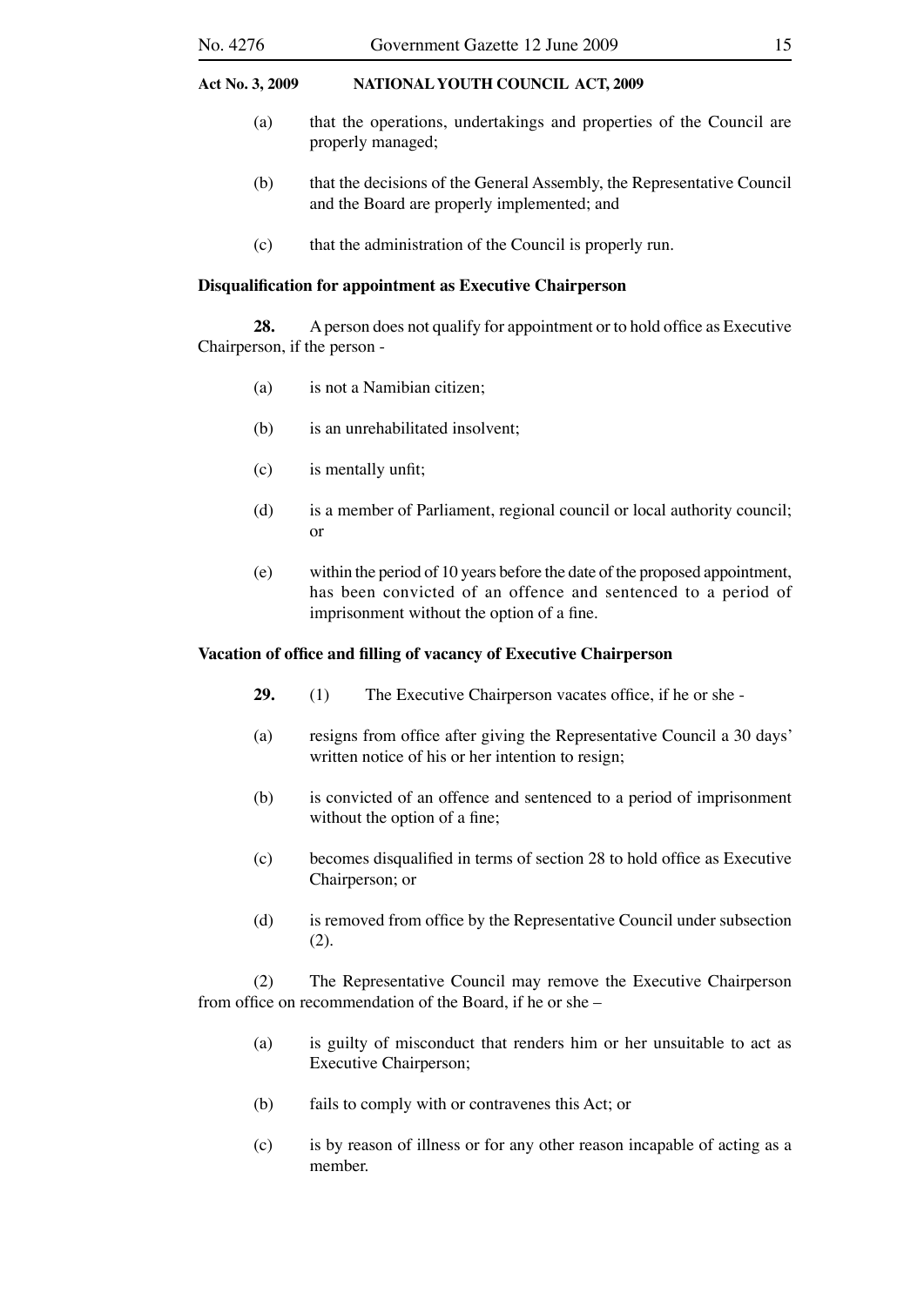(a) that the operations, undertakings and properties of the Council are properly managed;

(b) that the decisions of the General Assembly, the Representative Council and the Board are properly implemented; and

(c) that the administration of the Council is properly run.

**Disqualification for appointment as Executive Chairperson**

**28.** A person does not qualify for appointment or to hold office as Executive Chairperson, if the person -

(a) is not a Namibian citizen;

(b) is an unrehabilitated insolvent;

(c) is mentally unfit;

(d) is a member of Parliament, regional council or local authority council; or

(e) within the period of 10 years before the date of the proposed appointment, has been convicted of an offence and sentenced to a period of imprisonment without the option of a fine.

**Vacation of office and filling of vacancy of Executive Chairperson**

**29.** (1) The Executive Chairperson vacates office, if he or she -

(a) resigns from office after giving the Representative Council a 30 days' written notice of his or her intention to resign;

(b) is convicted of an offence and sentenced to a period of imprisonment without the option of a fine;

(c) becomes disqualified in terms of section 28 to hold office as Executive Chairperson; or

(d) is removed from office by the Representative Council under subsection (2).

(2) The Representative Council may remove the Executive Chairperson from office on recommendation of the Board, if he or she –

(a) is guilty of misconduct that renders him or her unsuitable to act as Executive Chairperson;

(b) fails to comply with or contravenes this Act; or

(c) is by reason of illness or for any other reason incapable of acting as a member.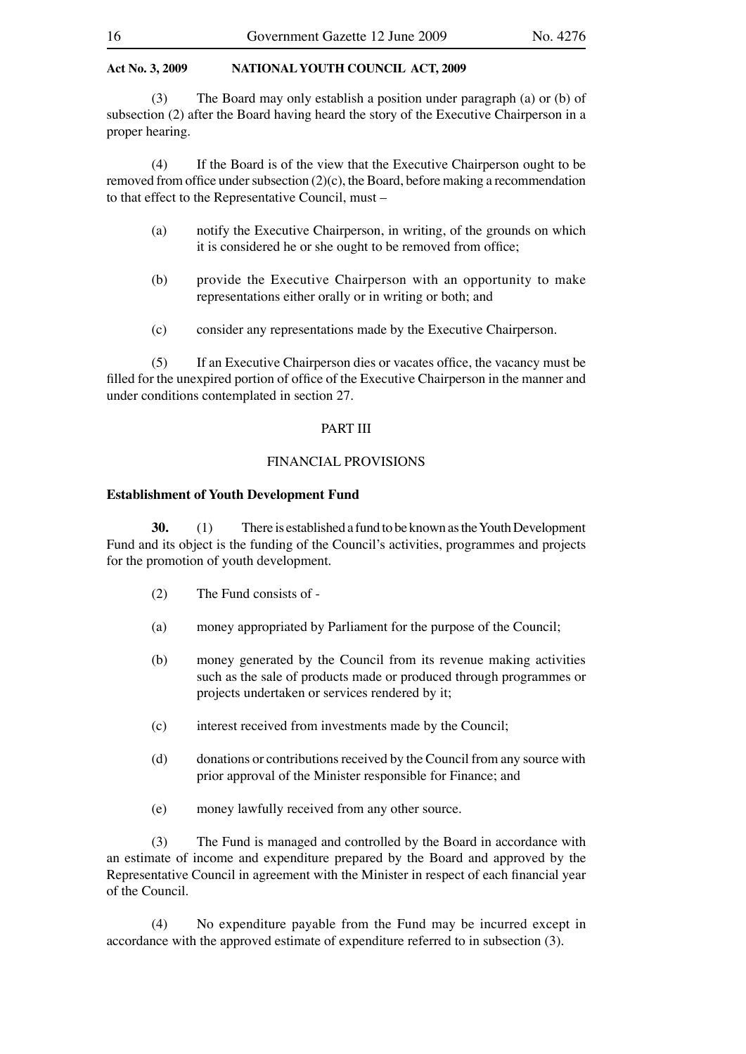(3) The Board may only establish a position under paragraph (a) or (b) of subsection (2) after the Board having heard the story of the Executive Chairperson in a proper hearing.

(4) If the Board is of the view that the Executive Chairperson ought to be removed from office under subsection (2)(c), the Board, before making a recommendation to that effect to the Representative Council, must –

(a) notify the Executive Chairperson, in writing, of the grounds on which it is considered he or she ought to be removed from office;

(b) provide the Executive Chairperson with an opportunity to make representations either orally or in writing or both; and

(c) consider any representations made by the Executive Chairperson.

(5) If an Executive Chairperson dies or vacates office, the vacancy must be filled for the unexpired portion of office of the Executive Chairperson in the manner and under conditions contemplated in section 27.

## PART III

## FINANCIAL PROVISIONS

### Establishment of Youth Development Fund

**30.** (1) There is established a fund to be known as the Youth Development Fund and its object is the funding of the Council's activities, programmes and projects for the promotion of youth development.

(2) The Fund consists of -

(a) money appropriated by Parliament for the purpose of the Council;

(b) money generated by the Council from its revenue making activities such as the sale of products made or produced through programmes or projects undertaken or services rendered by it;

(c) interest received from investments made by the Council;

(d) donations or contributions received by the Council from any source with prior approval of the Minister responsible for Finance; and

(e) money lawfully received from any other source.

(3) The Fund is managed and controlled by the Board in accordance with an estimate of income and expenditure prepared by the Board and approved by the Representative Council in agreement with the Minister in respect of each financial year of the Council.

(4) No expenditure payable from the Fund may be incurred except in accordance with the approved estimate of expenditure referred to in subsection (3).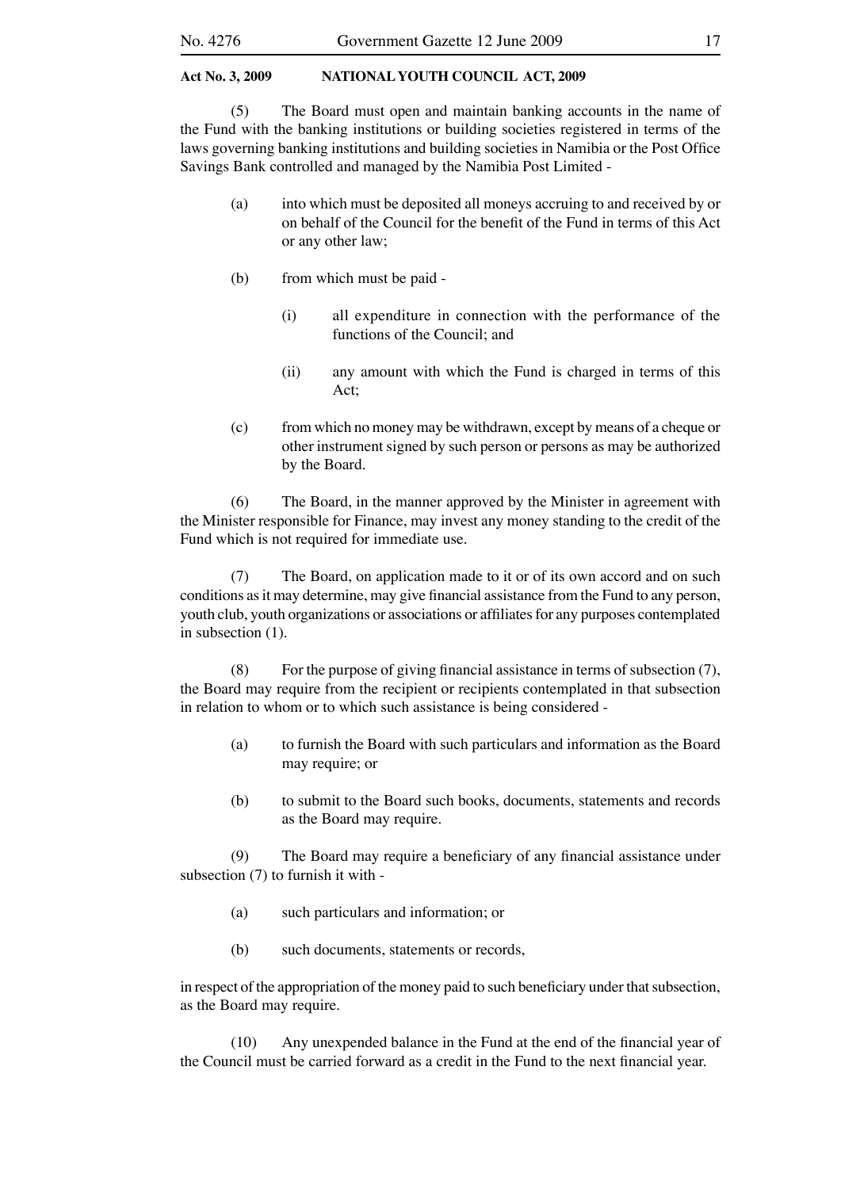(5) The Board must open and maintain banking accounts in the name of the Fund with the banking institutions or building societies registered in terms of the laws governing banking institutions and building societies in Namibia or the Post Office Savings Bank controlled and managed by the Namibia Post Limited -

(a) into which must be deposited all moneys accruing to and received by or on behalf of the Council for the benefit of the Fund in terms of this Act or any other law;

(b) from which must be paid -

(i) all expenditure in connection with the performance of the functions of the Council; and

(ii) any amount with which the Fund is charged in terms of this Act;

(c) from which no money may be withdrawn, except by means of a cheque or other instrument signed by such person or persons as may be authorized by the Board.

(6) The Board, in the manner approved by the Minister in agreement with the Minister responsible for Finance, may invest any money standing to the credit of the Fund which is not required for immediate use.

(7) The Board, on application made to it or of its own accord and on such conditions as it may determine, may give financial assistance from the Fund to any person, youth club, youth organizations or associations or affiliates for any purposes contemplated in subsection (1).

(8) For the purpose of giving financial assistance in terms of subsection (7), the Board may require from the recipient or recipients contemplated in that subsection in relation to whom or to which such assistance is being considered -

(a) to furnish the Board with such particulars and information as the Board may require; or

(b) to submit to the Board such books, documents, statements and records as the Board may require.

(9) The Board may require a beneficiary of any financial assistance under subsection (7) to furnish it with -

(a) such particulars and information; or

(b) such documents, statements or records,

in respect of the appropriation of the money paid to such beneficiary under that subsection, as the Board may require.

(10) Any unexpended balance in the Fund at the end of the financial year of the Council must be carried forward as a credit in the Fund to the next financial year.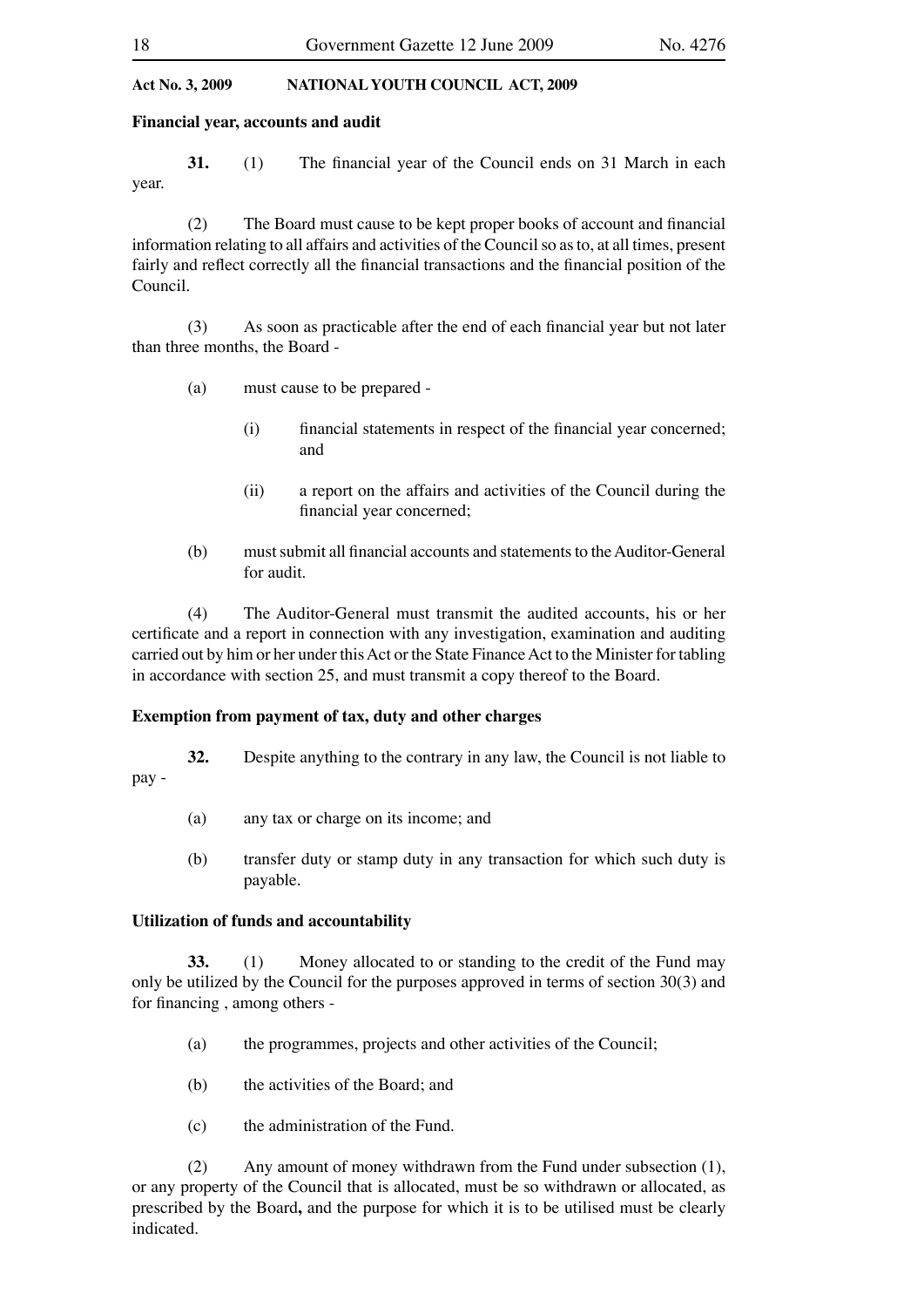**Financial year, accounts and audit**

**31.** (1) The financial year of the Council ends on 31 March in each year.

(2) The Board must cause to be kept proper books of account and financial information relating to all affairs and activities of the Council so as to, at all times, present fairly and reflect correctly all the financial transactions and the financial position of the Council.

(3) As soon as practicable after the end of each financial year but not later than three months, the Board -

(a) must cause to be prepared -

(i) financial statements in respect of the financial year concerned; and

(ii) a report on the affairs and activities of the Council during the financial year concerned;

(b) must submit all financial accounts and statements to the Auditor-General for audit.

(4) The Auditor-General must transmit the audited accounts, his or her certificate and a report in connection with any investigation, examination and auditing carried out by him or her under this Act or the State Finance Act to the Minister for tabling in accordance with section 25, and must transmit a copy thereof to the Board.

**Exemption from payment of tax, duty and other charges**

**32.** Despite anything to the contrary in any law, the Council is not liable to pay -

(a) any tax or charge on its income; and

(b) transfer duty or stamp duty in any transaction for which such duty is payable.

**Utilization of funds and accountability**

**33.** (1) Money allocated to or standing to the credit of the Fund may only be utilized by the Council for the purposes approved in terms of section 30(3) and for financing , among others -

(a) the programmes, projects and other activities of the Council;

(b) the activities of the Board; and

(c) the administration of the Fund.

(2) Any amount of money withdrawn from the Fund under subsection (1), or any property of the Council that is allocated, must be so withdrawn or allocated, as prescribed by the Board**,** and the purpose for which it is to be utilised must be clearly indicated.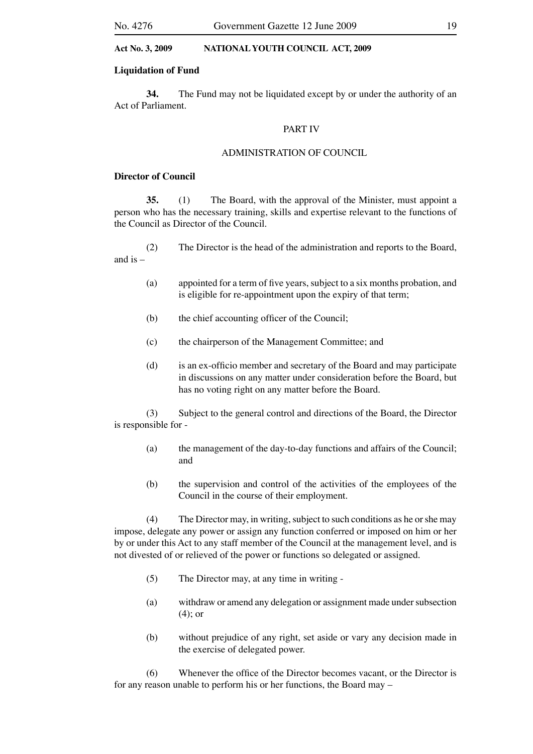**Liquidation of Fund**

**34.** The Fund may not be liquidated except by or under the authority of an Act of Parliament.

PART IV

ADMINISTRATION OF COUNCIL

**Director of Council**

**35.** (1) The Board, with the approval of the Minister, must appoint a person who has the necessary training, skills and expertise relevant to the functions of the Council as Director of the Council.

(2) The Director is the head of the administration and reports to the Board, and is –

(a) appointed for a term of five years, subject to a six months probation, and is eligible for re-appointment upon the expiry of that term;

(b) the chief accounting officer of the Council;

(c) the chairperson of the Management Committee; and

(d) is an ex-officio member and secretary of the Board and may participate in discussions on any matter under consideration before the Board, but has no voting right on any matter before the Board.

(3) Subject to the general control and directions of the Board, the Director is responsible for -

(a) the management of the day-to-day functions and affairs of the Council; and

(b) the supervision and control of the activities of the employees of the Council in the course of their employment.

(4) The Director may, in writing, subject to such conditions as he or she may impose, delegate any power or assign any function conferred or imposed on him or her by or under this Act to any staff member of the Council at the management level, and is not divested of or relieved of the power or functions so delegated or assigned.

(5) The Director may, at any time in writing -

(a) withdraw or amend any delegation or assignment made under subsection (4); or

(b) without prejudice of any right, set aside or vary any decision made in the exercise of delegated power.

(6) Whenever the office of the Director becomes vacant, or the Director is for any reason unable to perform his or her functions, the Board may –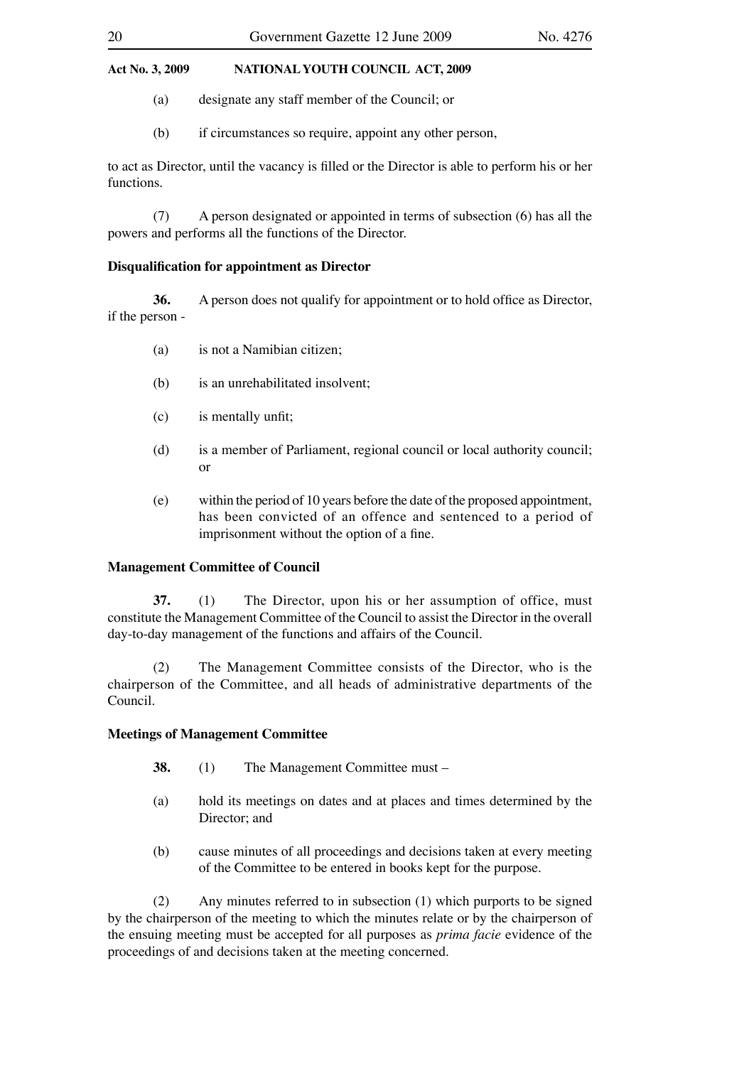(a) designate any staff member of the Council; or

(b) if circumstances so require, appoint any other person,

to act as Director, until the vacancy is filled or the Director is able to perform his or her functions.

(7) A person designated or appointed in terms of subsection (6) has all the powers and performs all the functions of the Director.

**Disqualification for appointment as Director**

**36.** A person does not qualify for appointment or to hold office as Director, if the person -

(a) is not a Namibian citizen;

(b) is an unrehabilitated insolvent;

(c) is mentally unfit;

(d) is a member of Parliament, regional council or local authority council; or

(e) within the period of 10 years before the date of the proposed appointment, has been convicted of an offence and sentenced to a period of imprisonment without the option of a fine.

**Management Committee of Council**

**37.** (1) The Director, upon his or her assumption of office, must constitute the Management Committee of the Council to assist the Director in the overall day-to-day management of the functions and affairs of the Council.

(2) The Management Committee consists of the Director, who is the chairperson of the Committee, and all heads of administrative departments of the Council.

**Meetings of Management Committee**

**38.** (1) The Management Committee must –

(a) hold its meetings on dates and at places and times determined by the Director; and

(b) cause minutes of all proceedings and decisions taken at every meeting of the Committee to be entered in books kept for the purpose.

(2) Any minutes referred to in subsection (1) which purports to be signed by the chairperson of the meeting to which the minutes relate or by the chairperson of the ensuing meeting must be accepted for all purposes as *prima facie* evidence of the proceedings of and decisions taken at the meeting concerned.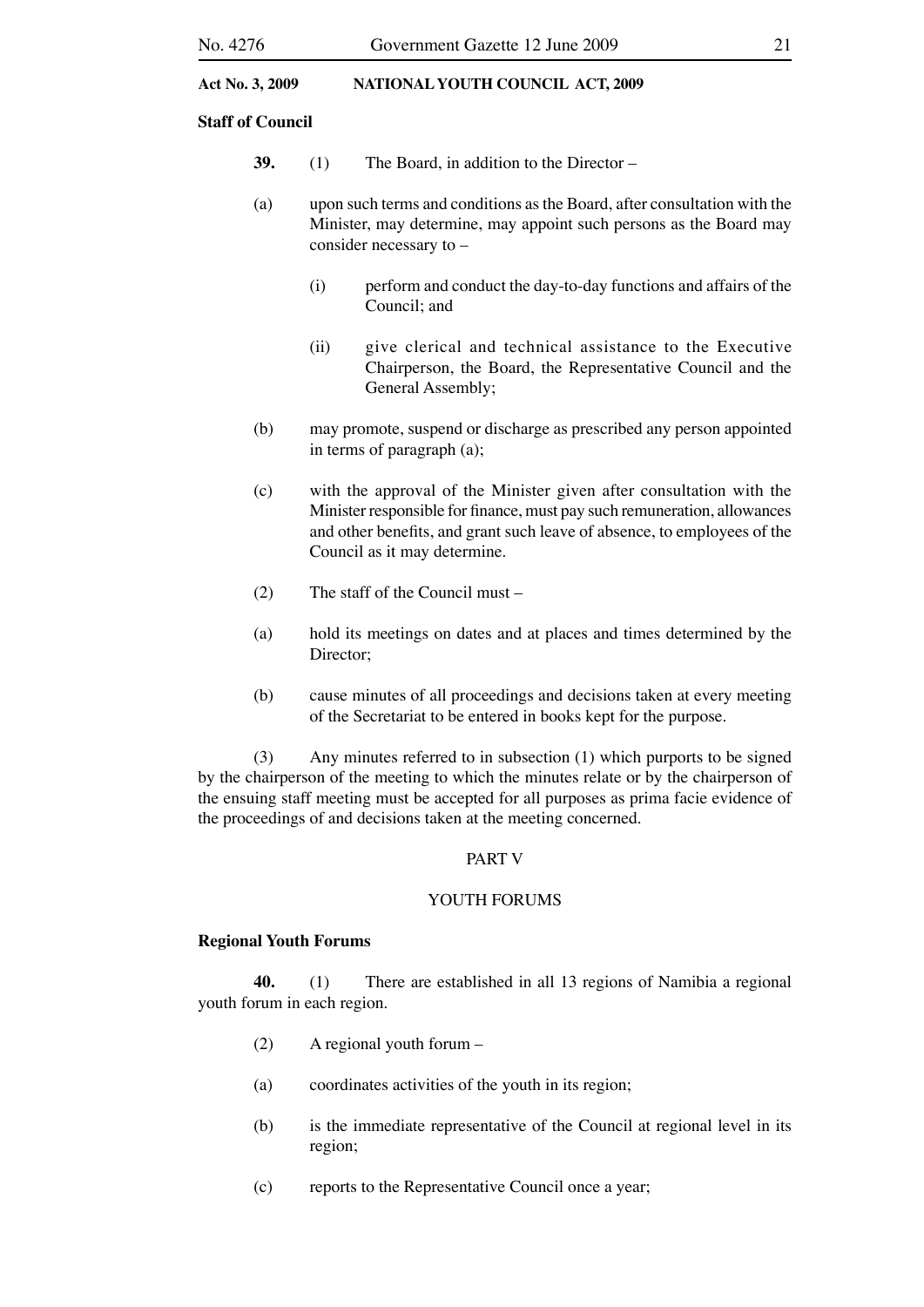**Staff of Council**

**39.** (1) The Board, in addition to the Director –

(a) upon such terms and conditions as the Board, after consultation with the Minister, may determine, may appoint such persons as the Board may consider necessary to –

(i) perform and conduct the day-to-day functions and affairs of the Council; and

(ii) give clerical and technical assistance to the Executive Chairperson, the Board, the Representative Council and the General Assembly;

(b) may promote, suspend or discharge as prescribed any person appointed in terms of paragraph (a);

(c) with the approval of the Minister given after consultation with the Minister responsible for finance, must pay such remuneration, allowances and other benefits, and grant such leave of absence, to employees of the Council as it may determine.

(2) The staff of the Council must –

(a) hold its meetings on dates and at places and times determined by the Director;

(b) cause minutes of all proceedings and decisions taken at every meeting of the Secretariat to be entered in books kept for the purpose.

(3) Any minutes referred to in subsection (1) which purports to be signed by the chairperson of the meeting to which the minutes relate or by the chairperson of the ensuing staff meeting must be accepted for all purposes as prima facie evidence of the proceedings of and decisions taken at the meeting concerned.

PART V

YOUTH FORUMS

**Regional Youth Forums**

**40.** (1) There are established in all 13 regions of Namibia a regional youth forum in each region.

(2) A regional youth forum –

(a) coordinates activities of the youth in its region;

(b) is the immediate representative of the Council at regional level in its region;

(c) reports to the Representative Council once a year;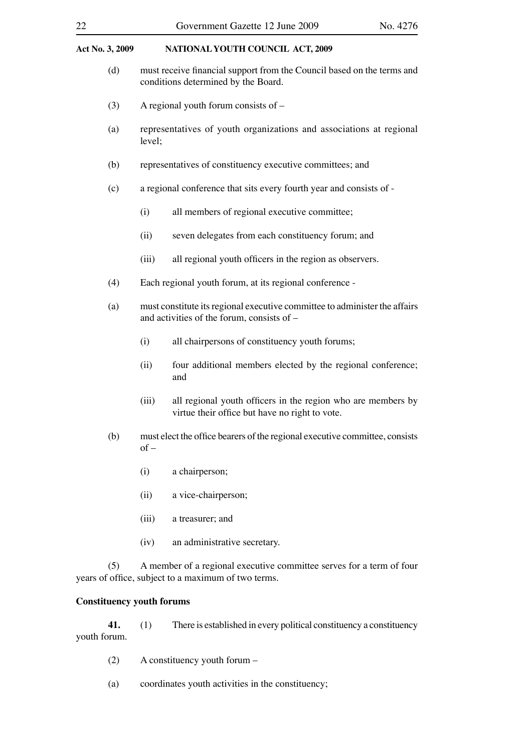(d) must receive financial support from the Council based on the terms and conditions determined by the Board.

(3) A regional youth forum consists of –

(a) representatives of youth organizations and associations at regional level;

(b) representatives of constituency executive committees; and

(c) a regional conference that sits every fourth year and consists of -

(i) all members of regional executive committee;

(ii) seven delegates from each constituency forum; and

(iii) all regional youth officers in the region as observers.

(4) Each regional youth forum, at its regional conference -

(a) must constitute its regional executive committee to administer the affairs and activities of the forum, consists of –

(i) all chairpersons of constituency youth forums;

(ii) four additional members elected by the regional conference; and

(iii) all regional youth officers in the region who are members by virtue their office but have no right to vote.

(b) must elect the office bearers of the regional executive committee, consists of –

(i) a chairperson;

(ii) a vice-chairperson;

(iii) a treasurer; and

(iv) an administrative secretary.

(5) A member of a regional executive committee serves for a term of four years of office, subject to a maximum of two terms.

**Constituency youth forums**

**41.** (1) There is established in every political constituency a constituency youth forum.

(2) A constituency youth forum –

(a) coordinates youth activities in the constituency;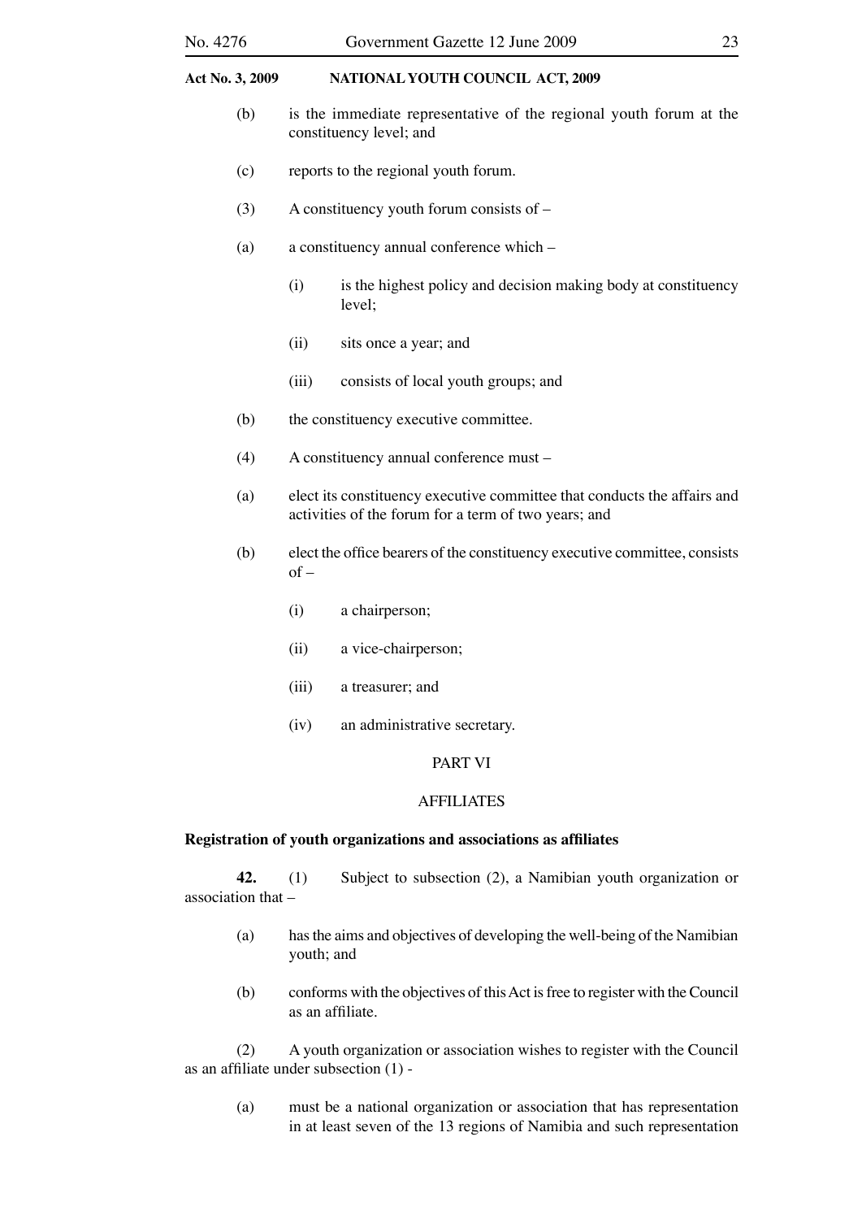(b) is the immediate representative of the regional youth forum at the constituency level; and

(c) reports to the regional youth forum.

(3) A constituency youth forum consists of –

(a) a constituency annual conference which –

  (i) is the highest policy and decision making body at constituency level;

  (ii) sits once a year; and

  (iii) consists of local youth groups; and

(b) the constituency executive committee.

(4) A constituency annual conference must –

(a) elect its constituency executive committee that conducts the affairs and activities of the forum for a term of two years; and

(b) elect the office bearers of the constituency executive committee, consists of –

  (i) a chairperson;

  (ii) a vice-chairperson;

  (iii) a treasurer; and

  (iv) an administrative secretary.

## PART VI

## AFFILIATES

**Registration of youth organizations and associations as affiliates**

**42.** (1) Subject to subsection (2), a Namibian youth organization or association that –

(a) has the aims and objectives of developing the well-being of the Namibian youth; and

(b) conforms with the objectives of this Act is free to register with the Council as an affiliate.

(2) A youth organization or association wishes to register with the Council as an affiliate under subsection (1) -

(a) must be a national organization or association that has representation in at least seven of the 13 regions of Namibia and such representation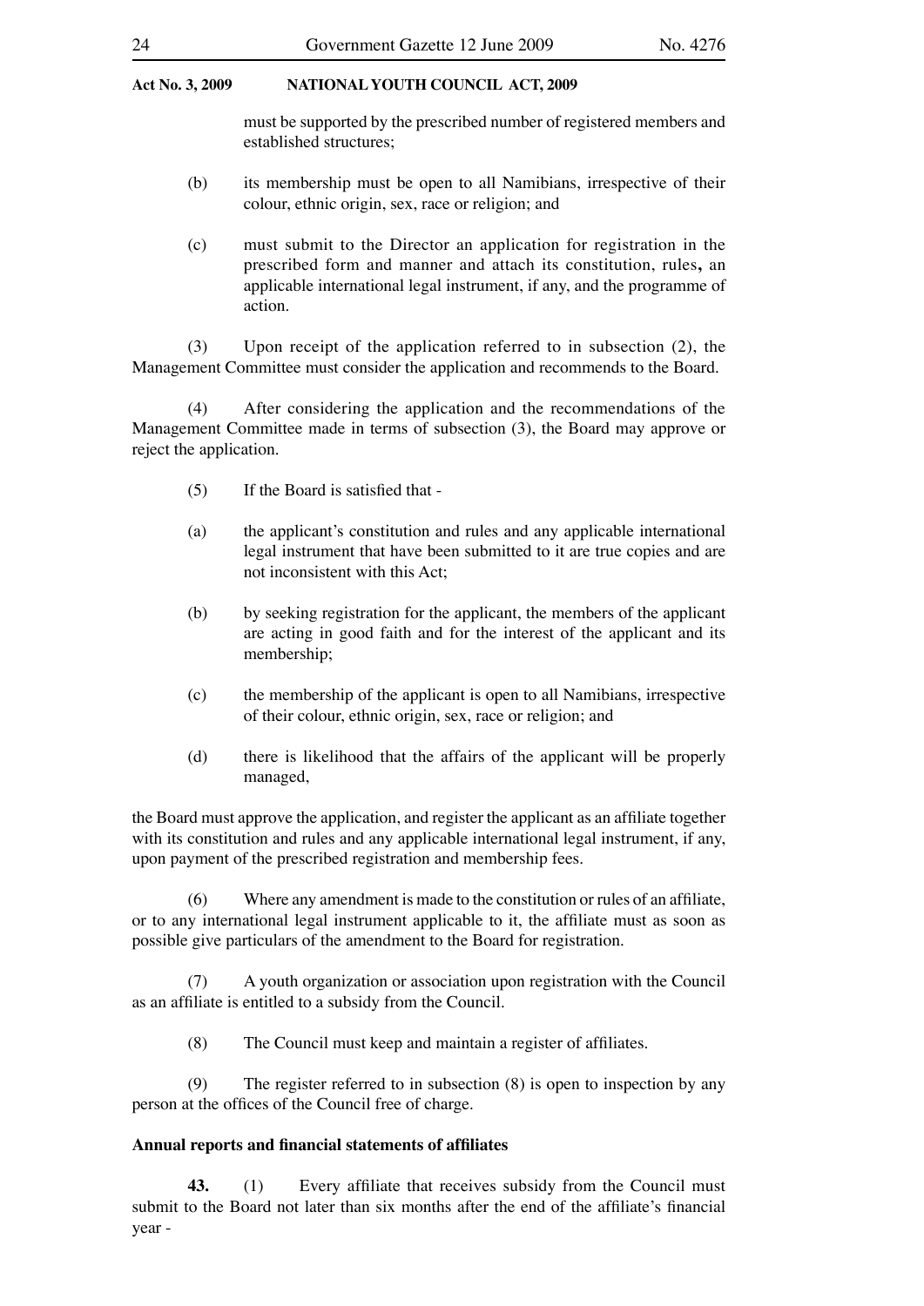must be supported by the prescribed number of registered members and established structures;

(b) its membership must be open to all Namibians, irrespective of their colour, ethnic origin, sex, race or religion; and

(c) must submit to the Director an application for registration in the prescribed form and manner and attach its constitution, rules**,** an applicable international legal instrument, if any, and the programme of action.

(3) Upon receipt of the application referred to in subsection (2), the Management Committee must consider the application and recommends to the Board.

(4) After considering the application and the recommendations of the Management Committee made in terms of subsection (3), the Board may approve or reject the application.

(5) If the Board is satisfied that -

(a) the applicant's constitution and rules and any applicable international legal instrument that have been submitted to it are true copies and are not inconsistent with this Act;

(b) by seeking registration for the applicant, the members of the applicant are acting in good faith and for the interest of the applicant and its membership;

(c) the membership of the applicant is open to all Namibians, irrespective of their colour, ethnic origin, sex, race or religion; and

(d) there is likelihood that the affairs of the applicant will be properly managed,

the Board must approve the application, and register the applicant as an affiliate together with its constitution and rules and any applicable international legal instrument, if any, upon payment of the prescribed registration and membership fees.

(6) Where any amendment is made to the constitution or rules of an affiliate, or to any international legal instrument applicable to it, the affiliate must as soon as possible give particulars of the amendment to the Board for registration.

(7) A youth organization or association upon registration with the Council as an affiliate is entitled to a subsidy from the Council.

(8) The Council must keep and maintain a register of affiliates.

(9) The register referred to in subsection (8) is open to inspection by any person at the offices of the Council free of charge.

**Annual reports and financial statements of affiliates**

**43.** (1) Every affiliate that receives subsidy from the Council must submit to the Board not later than six months after the end of the affiliate's financial year -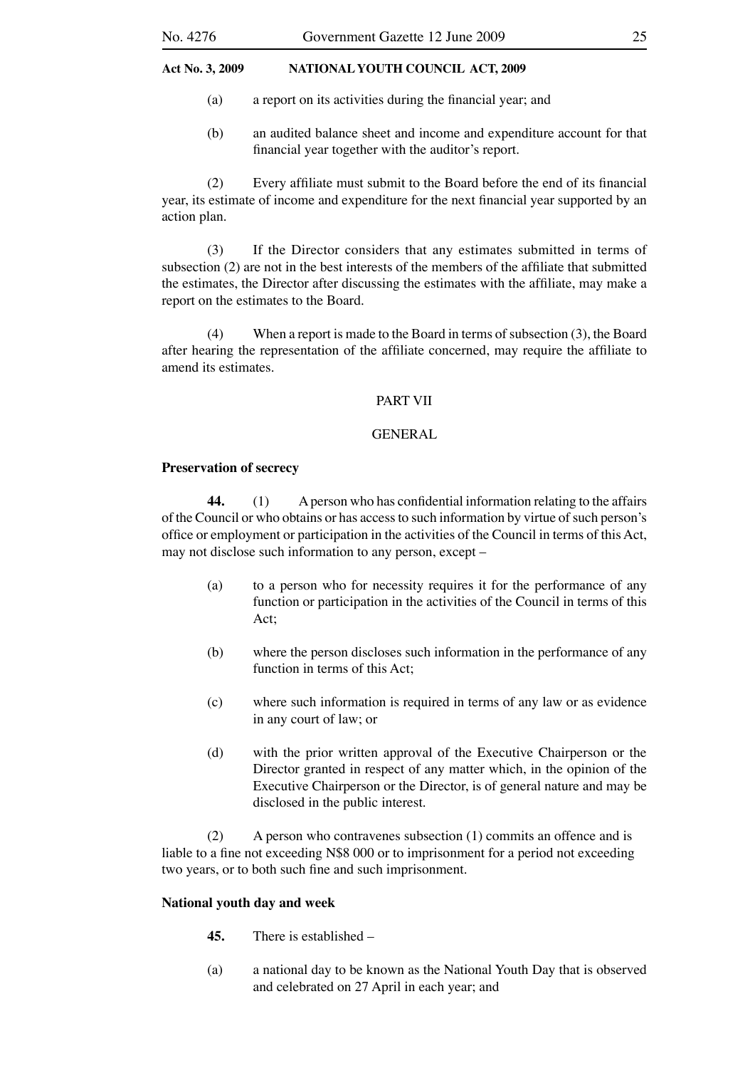(a) a report on its activities during the financial year; and

(b) an audited balance sheet and income and expenditure account for that financial year together with the auditor's report.

(2) Every affiliate must submit to the Board before the end of its financial year, its estimate of income and expenditure for the next financial year supported by an action plan.

(3) If the Director considers that any estimates submitted in terms of subsection (2) are not in the best interests of the members of the affiliate that submitted the estimates, the Director after discussing the estimates with the affiliate, may make a report on the estimates to the Board.

(4) When a report is made to the Board in terms of subsection (3), the Board after hearing the representation of the affiliate concerned, may require the affiliate to amend its estimates.

PART VII

GENERAL

**Preservation of secrecy**

**44.** (1) A person who has confidential information relating to the affairs of the Council or who obtains or has access to such information by virtue of such person's office or employment or participation in the activities of the Council in terms of this Act, may not disclose such information to any person, except –

(a) to a person who for necessity requires it for the performance of any function or participation in the activities of the Council in terms of this Act;

(b) where the person discloses such information in the performance of any function in terms of this Act;

(c) where such information is required in terms of any law or as evidence in any court of law; or

(d) with the prior written approval of the Executive Chairperson or the Director granted in respect of any matter which, in the opinion of the Executive Chairperson or the Director, is of general nature and may be disclosed in the public interest.

(2) A person who contravenes subsection (1) commits an offence and is liable to a fine not exceeding N$8 000 or to imprisonment for a period not exceeding two years, or to both such fine and such imprisonment.

**National youth day and week**

**45.** There is established –

(a) a national day to be known as the National Youth Day that is observed and celebrated on 27 April in each year; and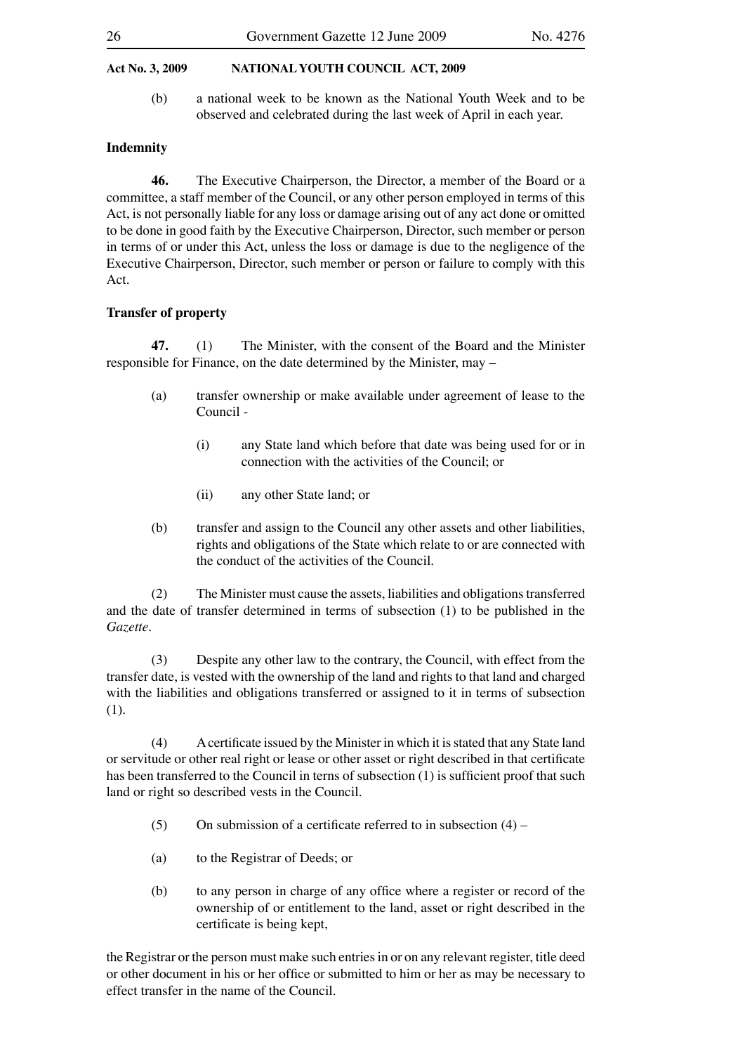(b) a national week to be known as the National Youth Week and to be observed and celebrated during the last week of April in each year.

**Indemnity**

**46.** The Executive Chairperson, the Director, a member of the Board or a committee, a staff member of the Council, or any other person employed in terms of this Act, is not personally liable for any loss or damage arising out of any act done or omitted to be done in good faith by the Executive Chairperson, Director, such member or person in terms of or under this Act, unless the loss or damage is due to the negligence of the Executive Chairperson, Director, such member or person or failure to comply with this Act.

**Transfer of property**

**47.** (1) The Minister, with the consent of the Board and the Minister responsible for Finance, on the date determined by the Minister, may –

(a) transfer ownership or make available under agreement of lease to the Council -

(i) any State land which before that date was being used for or in connection with the activities of the Council; or

(ii) any other State land; or

(b) transfer and assign to the Council any other assets and other liabilities, rights and obligations of the State which relate to or are connected with the conduct of the activities of the Council.

(2) The Minister must cause the assets, liabilities and obligations transferred and the date of transfer determined in terms of subsection (1) to be published in the *Gazette*.

(3) Despite any other law to the contrary, the Council, with effect from the transfer date, is vested with the ownership of the land and rights to that land and charged with the liabilities and obligations transferred or assigned to it in terms of subsection (1).

(4) A certificate issued by the Minister in which it is stated that any State land or servitude or other real right or lease or other asset or right described in that certificate has been transferred to the Council in terns of subsection (1) is sufficient proof that such land or right so described vests in the Council.

(5) On submission of a certificate referred to in subsection (4) –

(a) to the Registrar of Deeds; or

(b) to any person in charge of any office where a register or record of the ownership of or entitlement to the land, asset or right described in the certificate is being kept,

the Registrar or the person must make such entries in or on any relevant register, title deed or other document in his or her office or submitted to him or her as may be necessary to effect transfer in the name of the Council.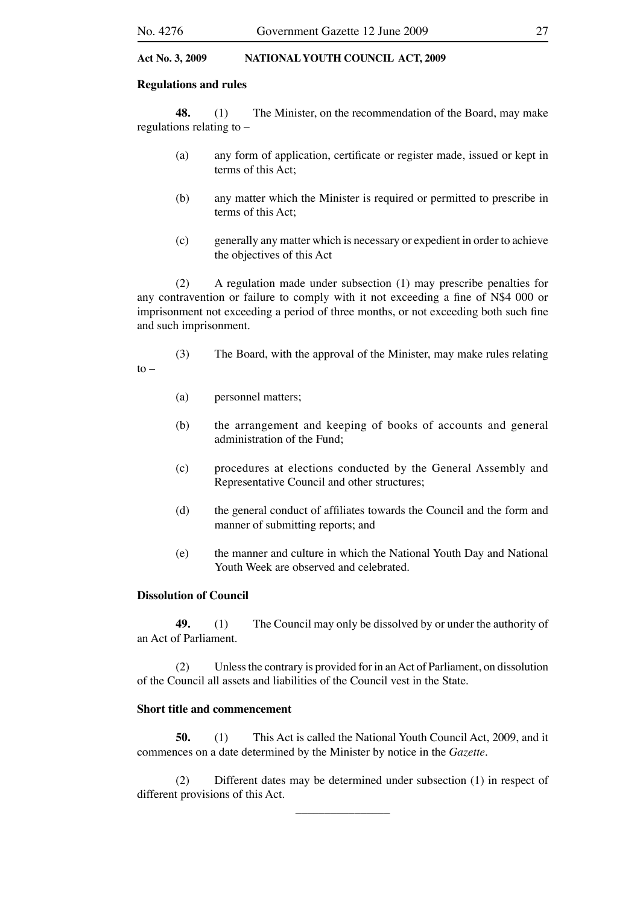**Regulations and rules**

**48.** (1) The Minister, on the recommendation of the Board, may make regulations relating to –

(a) any form of application, certificate or register made, issued or kept in terms of this Act;

(b) any matter which the Minister is required or permitted to prescribe in terms of this Act;

(c) generally any matter which is necessary or expedient in order to achieve the objectives of this Act

(2) A regulation made under subsection (1) may prescribe penalties for any contravention or failure to comply with it not exceeding a fine of N$4 000 or imprisonment not exceeding a period of three months, or not exceeding both such fine and such imprisonment.

(3) The Board, with the approval of the Minister, may make rules relating to –

(a) personnel matters;

(b) the arrangement and keeping of books of accounts and general administration of the Fund;

(c) procedures at elections conducted by the General Assembly and Representative Council and other structures;

(d) the general conduct of affiliates towards the Council and the form and manner of submitting reports; and

(e) the manner and culture in which the National Youth Day and National Youth Week are observed and celebrated.

**Dissolution of Council**

**49.** (1) The Council may only be dissolved by or under the authority of an Act of Parliament.

(2) Unless the contrary is provided for in an Act of Parliament, on dissolution of the Council all assets and liabilities of the Council vest in the State.

**Short title and commencement**

**50.** (1) This Act is called the National Youth Council Act, 2009, and it commences on a date determined by the Minister by notice in the *Gazette*.

(2) Different dates may be determined under subsection (1) in respect of different provisions of this Act.

________________